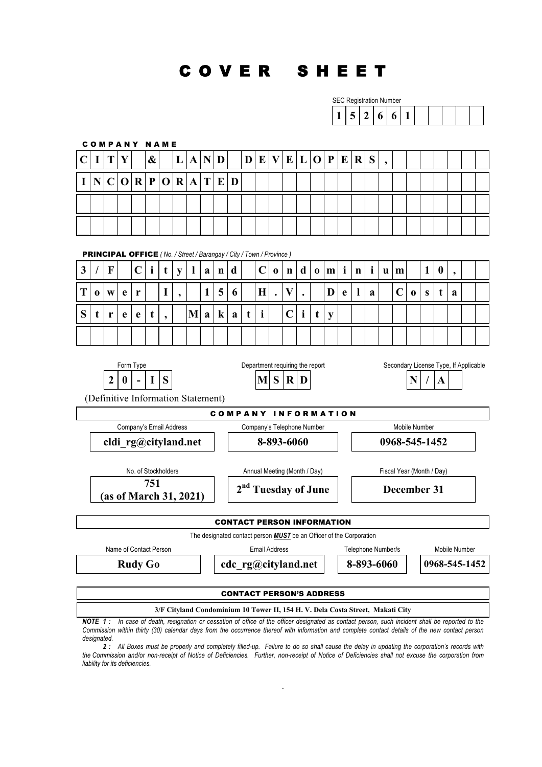# COVER SHEET

SEC Registration Number

**152661**

## COMPANY NAME

**CITY & LAND DEVELOPERS, INCORPORATED**

## PRINCIPAL OFFICE *( No. / Street / Barangay / City / Town / Province )*

**3/F Cityland Condominium 10, Tower I, 156 H.V. Dela Costa Street, Makati City**

| Form Type | Department requiring the report | Secondary License Type, If Applicable |
|---|---|---|
| **20-IS** | **MSRD** | **N/A** |

(Definitive Information Statement)

## COMPANY INFORMATION

| Company's Email Address | Company's Telephone Number | Mobile Number |
|---|---|---|
| **cldi_rg@cityland.net** | **8-893-6060** | **0968-545-1452** |

| No. of Stockholders | Annual Meeting (Month / Day) | Fiscal Year (Month / Day) |
|---|---|---|
| **751 (as of March 31, 2021)** | **2nd Tuesday of June** | **December 31** |

## CONTACT PERSON INFORMATION

The designated contact person ***MUST*** be an Officer of the Corporation

| Name of Contact Person | Email Address | Telephone Number/s | Mobile Number |
|---|---|---|---|
| **Rudy Go** | **cdc_rg@cityland.net** | **8-893-6060** | **0968-545-1452** |

## CONTACT PERSON'S ADDRESS

**3/F Cityland Condominium 10 Tower II, 154 H. V. Dela Costa Street, Makati City**

***NOTE 1 :*** *In case of death, resignation or cessation of office of the officer designated as contact person, such incident shall be reported to the Commission within thirty (30) calendar days from the occurrence thereof with information and complete contact details of the new contact person designated.*

***2 :*** *All Boxes must be properly and completely filled-up. Failure to do so shall cause the delay in updating the corporation's records with the Commission and/or non-receipt of Notice of Deficiencies. Further, non-receipt of Notice of Deficiencies shall not excuse the corporation from liability for its deficiencies.*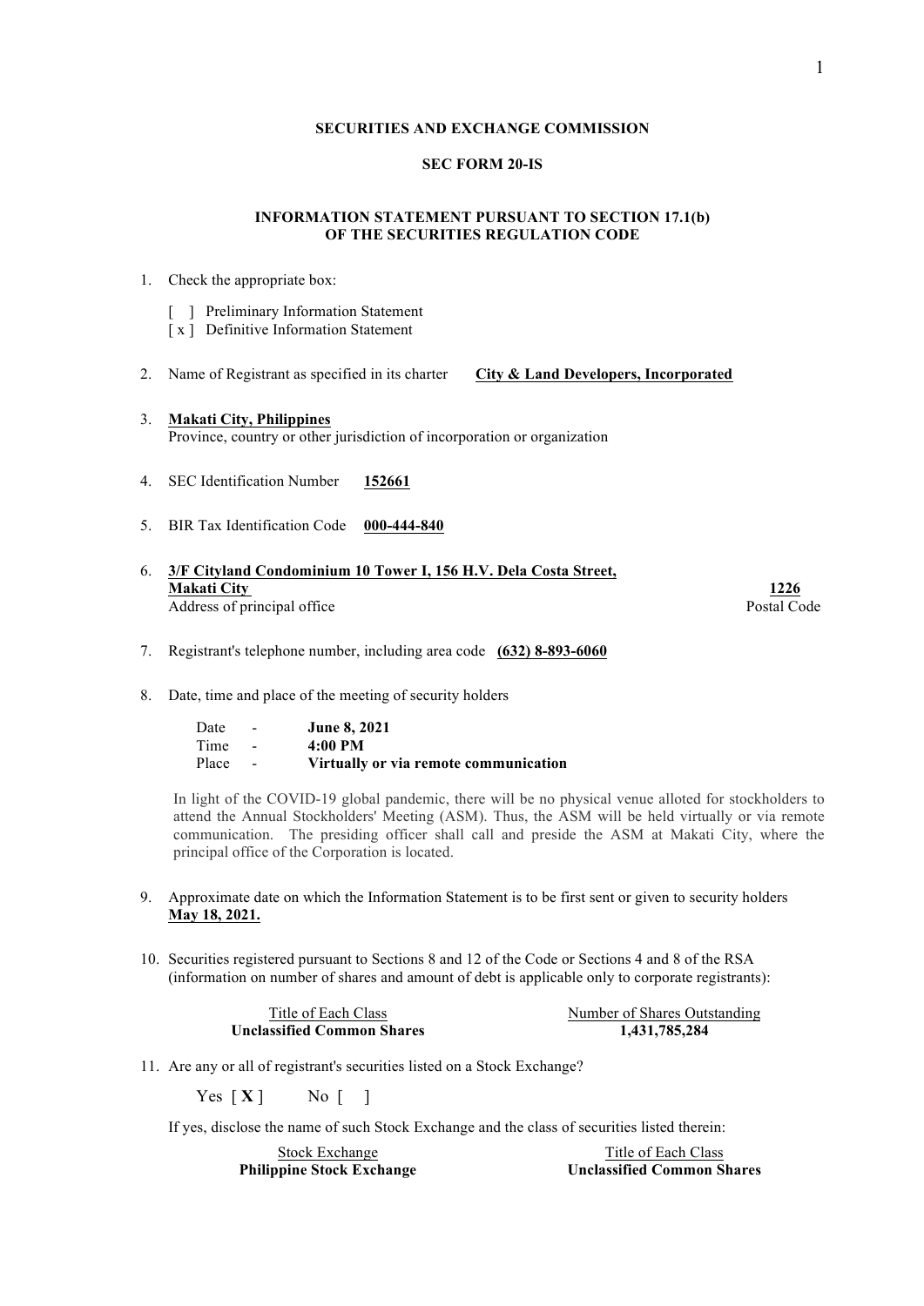**SECURITIES AND EXCHANGE COMMISSION**

**SEC FORM 20-IS**

**INFORMATION STATEMENT PURSUANT TO SECTION 17.1(b)
OF THE SECURITIES REGULATION CODE**

1. Check the appropriate box:

   [ ] Preliminary Information Statement
   [ x ] Definitive Information Statement

2. Name of Registrant as specified in its charter **City & Land Developers, Incorporated**

3. **Makati City, Philippines**
   Province, country or other jurisdiction of incorporation or organization

4. SEC Identification Number **152661**

5. BIR Tax Identification Code **000-444-840**

6. **3/F Cityland Condominium 10 Tower I, 156 H.V. Dela Costa Street, Makati City** **1226**
   Address of principal office Postal Code

7. Registrant's telephone number, including area code **(632) 8-893-6060**

8. Date, time and place of the meeting of security holders

   Date - **June 8, 2021**
   Time - **4:00 PM**
   Place - **Virtually or via remote communication**

   In light of the COVID-19 global pandemic, there will be no physical venue alloted for stockholders to attend the Annual Stockholders' Meeting (ASM). Thus, the ASM will be held virtually or via remote communication. The presiding officer shall call and preside the ASM at Makati City, where the principal office of the Corporation is located.

9. Approximate date on which the Information Statement is to be first sent or given to security holders **May 18, 2021.**

10. Securities registered pursuant to Sections 8 and 12 of the Code or Sections 4 and 8 of the RSA (information on number of shares and amount of debt is applicable only to corporate registrants):

| Title of Each Class | Number of Shares Outstanding |
|---|---|
| **Unclassified Common Shares** | **1,431,785,284** |

11. Are any or all of registrant's securities listed on a Stock Exchange?

    Yes [ **X** ] No [ ]

    If yes, disclose the name of such Stock Exchange and the class of securities listed therein:

| Stock Exchange | Title of Each Class |
|---|---|
| **Philippine Stock Exchange** | **Unclassified Common Shares** |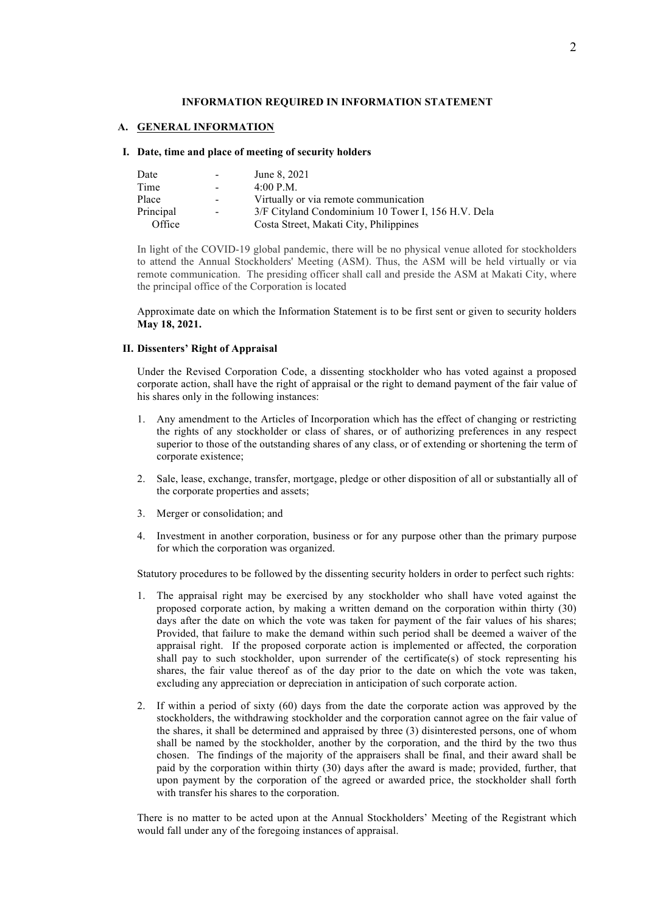**INFORMATION REQUIRED IN INFORMATION STATEMENT**

## A. GENERAL INFORMATION

### I. Date, time and place of meeting of security holders

| | | |
|---|---|---|
| Date | - | June 8, 2021 |
| Time | - | 4:00 P.M. |
| Place | - | Virtually or via remote communication |
| Principal Office | - | 3/F Cityland Condominium 10 Tower I, 156 H.V. Dela Costa Street, Makati City, Philippines |

In light of the COVID-19 global pandemic, there will be no physical venue alloted for stockholders to attend the Annual Stockholders' Meeting (ASM). Thus, the ASM will be held virtually or via remote communication. The presiding officer shall call and preside the ASM at Makati City, where the principal office of the Corporation is located

Approximate date on which the Information Statement is to be first sent or given to security holders **May 18, 2021.**

### II. Dissenters' Right of Appraisal

Under the Revised Corporation Code, a dissenting stockholder who has voted against a proposed corporate action, shall have the right of appraisal or the right to demand payment of the fair value of his shares only in the following instances:

1. Any amendment to the Articles of Incorporation which has the effect of changing or restricting the rights of any stockholder or class of shares, or of authorizing preferences in any respect superior to those of the outstanding shares of any class, or of extending or shortening the term of corporate existence;
2. Sale, lease, exchange, transfer, mortgage, pledge or other disposition of all or substantially all of the corporate properties and assets;
3. Merger or consolidation; and
4. Investment in another corporation, business or for any purpose other than the primary purpose for which the corporation was organized.

Statutory procedures to be followed by the dissenting security holders in order to perfect such rights:

1. The appraisal right may be exercised by any stockholder who shall have voted against the proposed corporate action, by making a written demand on the corporation within thirty (30) days after the date on which the vote was taken for payment of the fair values of his shares; Provided, that failure to make the demand within such period shall be deemed a waiver of the appraisal right. If the proposed corporate action is implemented or affected, the corporation shall pay to such stockholder, upon surrender of the certificate(s) of stock representing his shares, the fair value thereof as of the day prior to the date on which the vote was taken, excluding any appreciation or depreciation in anticipation of such corporate action.
2. If within a period of sixty (60) days from the date the corporate action was approved by the stockholders, the withdrawing stockholder and the corporation cannot agree on the fair value of the shares, it shall be determined and appraised by three (3) disinterested persons, one of whom shall be named by the stockholder, another by the corporation, and the third by the two thus chosen. The findings of the majority of the appraisers shall be final, and their award shall be paid by the corporation within thirty (30) days after the award is made; provided, further, that upon payment by the corporation of the agreed or awarded price, the stockholder shall forth with transfer his shares to the corporation.

There is no matter to be acted upon at the Annual Stockholders' Meeting of the Registrant which would fall under any of the foregoing instances of appraisal.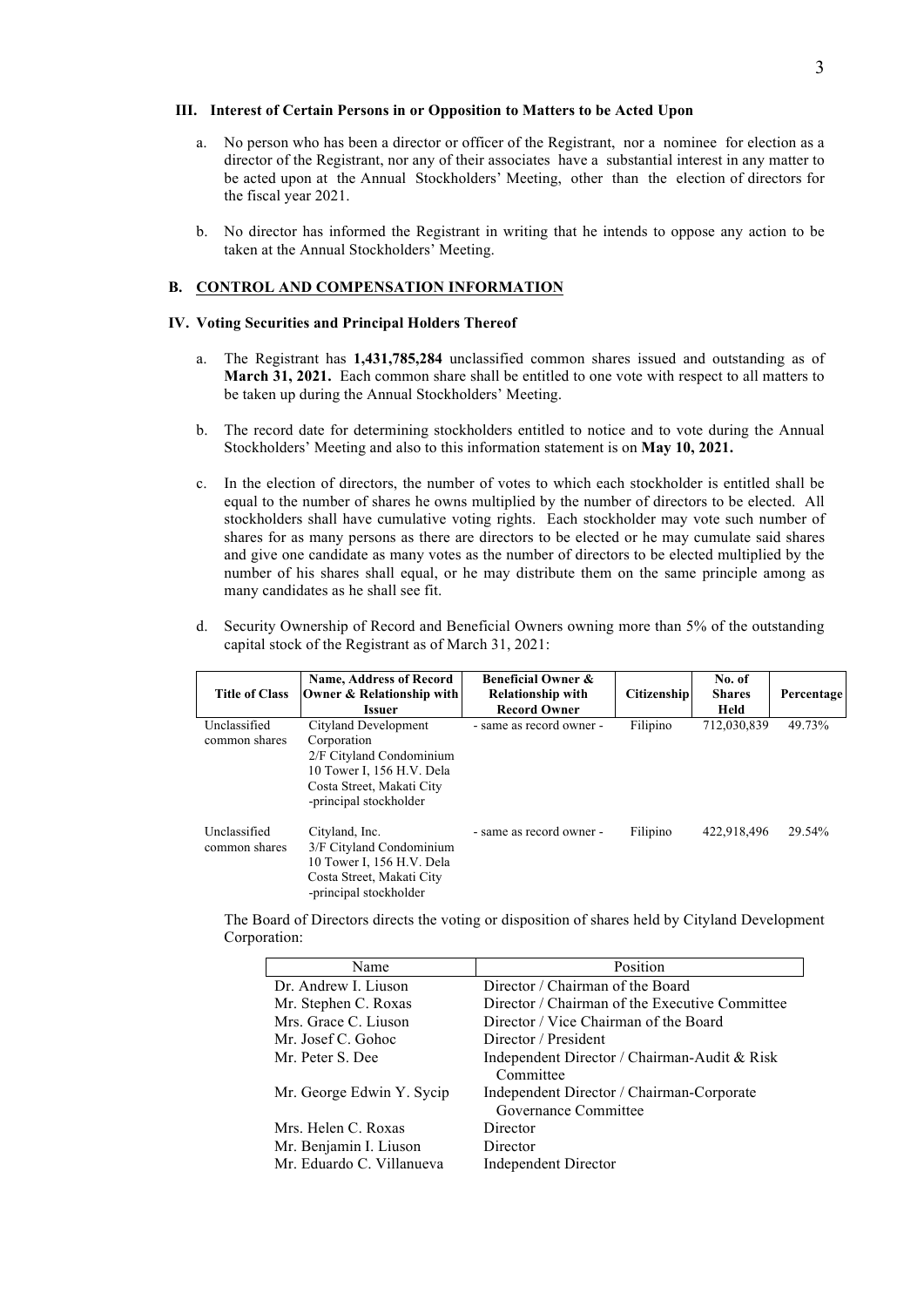### III. Interest of Certain Persons in or Opposition to Matters to be Acted Upon

a. No person who has been a director or officer of the Registrant, nor a nominee for election as a director of the Registrant, nor any of their associates have a substantial interest in any matter to be acted upon at the Annual Stockholders' Meeting, other than the election of directors for the fiscal year 2021.

b. No director has informed the Registrant in writing that he intends to oppose any action to be taken at the Annual Stockholders' Meeting.

## B. CONTROL AND COMPENSATION INFORMATION

### IV. Voting Securities and Principal Holders Thereof

a. The Registrant has **1,431,785,284** unclassified common shares issued and outstanding as of **March 31, 2021.** Each common share shall be entitled to one vote with respect to all matters to be taken up during the Annual Stockholders' Meeting.

b. The record date for determining stockholders entitled to notice and to vote during the Annual Stockholders' Meeting and also to this information statement is on **May 10, 2021.**

c. In the election of directors, the number of votes to which each stockholder is entitled shall be equal to the number of shares he owns multiplied by the number of directors to be elected. All stockholders shall have cumulative voting rights. Each stockholder may vote such number of shares for as many persons as there are directors to be elected or he may cumulate said shares and give one candidate as many votes as the number of directors to be elected multiplied by the number of his shares shall equal, or he may distribute them on the same principle among as many candidates as he shall see fit.

d. Security Ownership of Record and Beneficial Owners owning more than 5% of the outstanding capital stock of the Registrant as of March 31, 2021:

| Title of Class | Name, Address of Record Owner & Relationship with Issuer | Beneficial Owner & Relationship with Record Owner | Citizenship | No. of Shares Held | Percentage |
|---|---|---|---|---|---|
| Unclassified common shares | Cityland Development Corporation 2/F Cityland Condominium 10 Tower I, 156 H.V. Dela Costa Street, Makati City -principal stockholder | - same as record owner - | Filipino | 712,030,839 | 49.73% |
| Unclassified common shares | Cityland, Inc. 3/F Cityland Condominium 10 Tower I, 156 H.V. Dela Costa Street, Makati City -principal stockholder | - same as record owner - | Filipino | 422,918,496 | 29.54% |

The Board of Directors directs the voting or disposition of shares held by Cityland Development Corporation:

| Name | Position |
|---|---|
| Dr. Andrew I. Liuson | Director / Chairman of the Board |
| Mr. Stephen C. Roxas | Director / Chairman of the Executive Committee |
| Mrs. Grace C. Liuson | Director / Vice Chairman of the Board |
| Mr. Josef C. Gohoc | Director / President |
| Mr. Peter S. Dee | Independent Director / Chairman-Audit & Risk Committee |
| Mr. George Edwin Y. Sycip | Independent Director / Chairman-Corporate Governance Committee |
| Mrs. Helen C. Roxas | Director |
| Mr. Benjamin I. Liuson | Director |
| Mr. Eduardo C. Villanueva | Independent Director |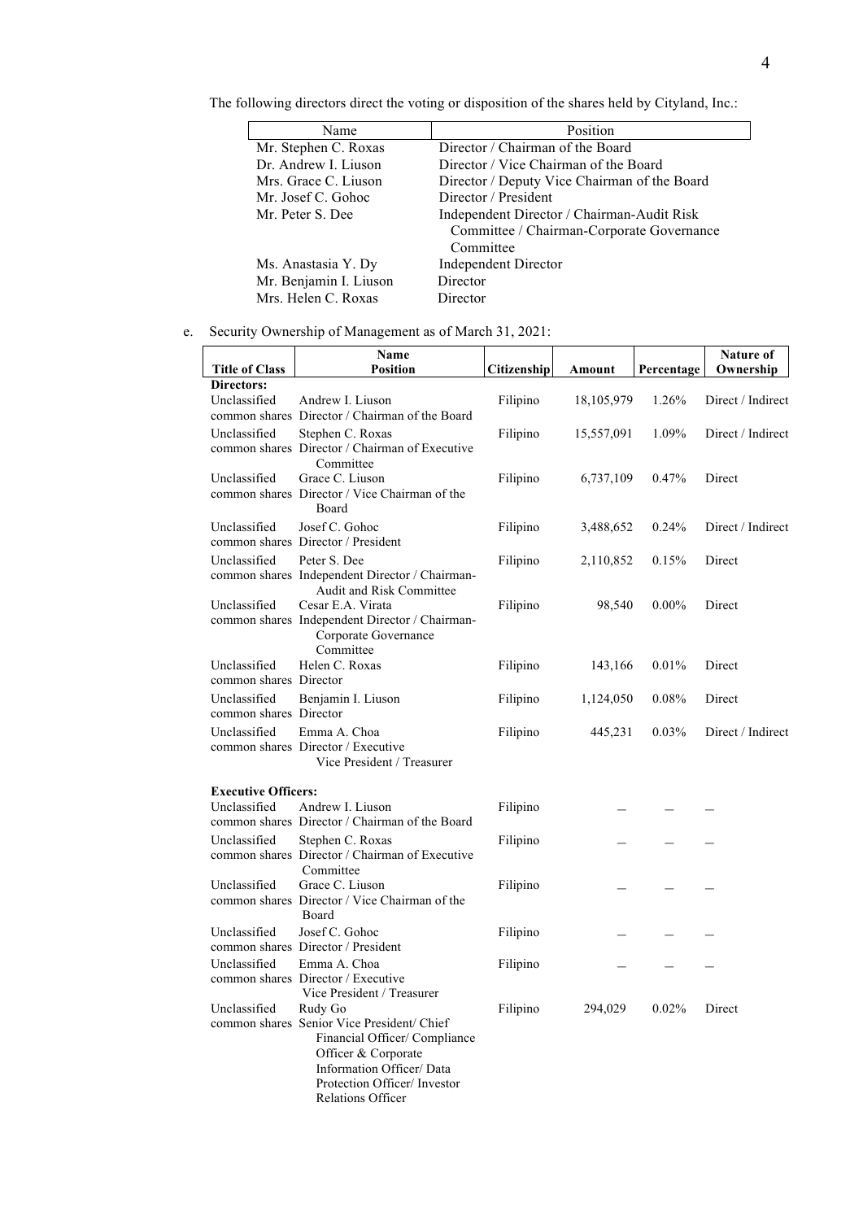The following directors direct the voting or disposition of the shares held by Cityland, Inc.:

| Name | Position |
|---|---|
| Mr. Stephen C. Roxas | Director / Chairman of the Board |
| Dr. Andrew I. Liuson | Director / Vice Chairman of the Board |
| Mrs. Grace C. Liuson | Director / Deputy Vice Chairman of the Board |
| Mr. Josef C. Gohoc | Director / President |
| Mr. Peter S. Dee | Independent Director / Chairman-Audit Risk Committee / Chairman-Corporate Governance Committee |
| Ms. Anastasia Y. Dy | Independent Director |
| Mr. Benjamin I. Liuson | Director |
| Mrs. Helen C. Roxas | Director |

e. Security Ownership of Management as of March 31, 2021:

| Title of Class | Name<br>Position | Citizenship | Amount | Percentage | Nature of Ownership |
|---|---|---|---|---|---|
| **Directors:** | | | | | |
| Unclassified common shares | Andrew I. Liuson<br>Director / Chairman of the Board | Filipino | 18,105,979 | 1.26% | Direct / Indirect |
| Unclassified common shares | Stephen C. Roxas<br>Director / Chairman of Executive Committee | Filipino | 15,557,091 | 1.09% | Direct / Indirect |
| Unclassified common shares | Grace C. Liuson<br>Director / Vice Chairman of the Board | Filipino | 6,737,109 | 0.47% | Direct |
| Unclassified common shares | Josef C. Gohoc<br>Director / President | Filipino | 3,488,652 | 0.24% | Direct / Indirect |
| Unclassified common shares | Peter S. Dee<br>Independent Director / Chairman-Audit and Risk Committee | Filipino | 2,110,852 | 0.15% | Direct |
| Unclassified common shares | Cesar E.A. Virata<br>Independent Director / Chairman-Corporate Governance Committee | Filipino | 98,540 | 0.00% | Direct |
| Unclassified common shares | Helen C. Roxas<br>Director | Filipino | 143,166 | 0.01% | Direct |
| Unclassified common shares | Benjamin I. Liuson<br>Director | Filipino | 1,124,050 | 0.08% | Direct |
| Unclassified common shares | Emma A. Choa<br>Director / Executive Vice President / Treasurer | Filipino | 445,231 | 0.03% | Direct / Indirect |
| **Executive Officers:** | | | | | |
| Unclassified common shares | Andrew I. Liuson<br>Director / Chairman of the Board | Filipino | – | – | – |
| Unclassified common shares | Stephen C. Roxas<br>Director / Chairman of Executive Committee | Filipino | – | – | – |
| Unclassified common shares | Grace C. Liuson<br>Director / Vice Chairman of the Board | Filipino | – | – | – |
| Unclassified common shares | Josef C. Gohoc<br>Director / President | Filipino | – | – | – |
| Unclassified common shares | Emma A. Choa<br>Director / Executive Vice President / Treasurer | Filipino | – | – | – |
| Unclassified common shares | Rudy Go<br>Senior Vice President/ Chief Financial Officer/ Compliance Officer & Corporate Information Officer/ Data Protection Officer/ Investor Relations Officer | Filipino | 294,029 | 0.02% | Direct |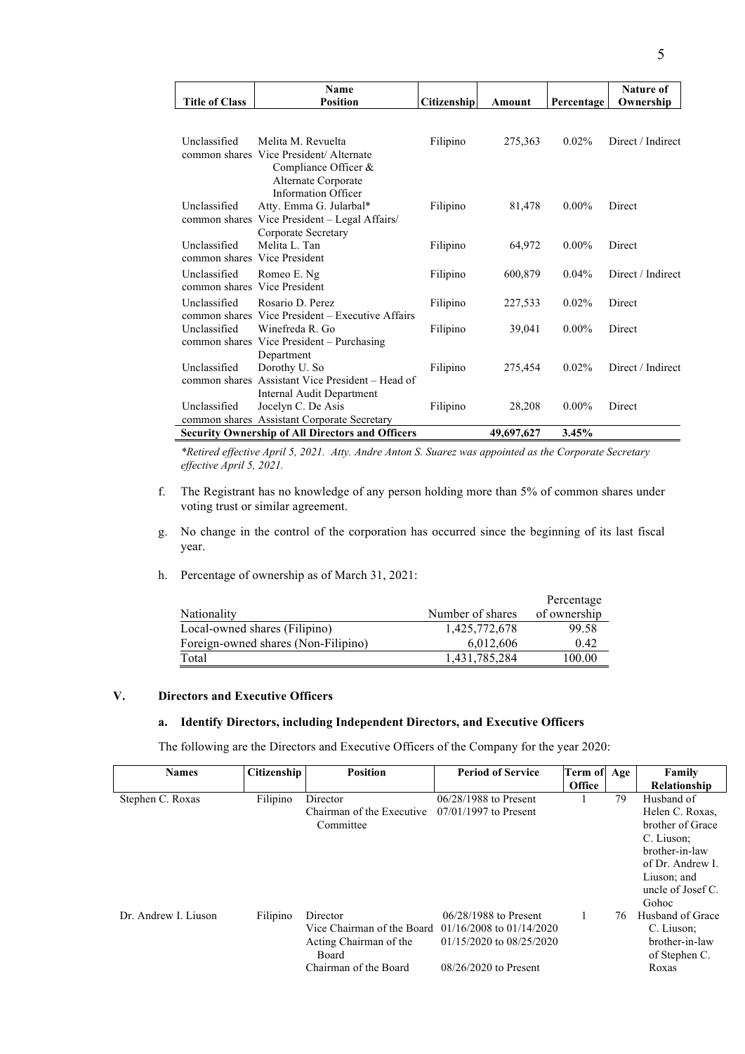| Title of Class | Name<br>Position | Citizenship | Amount | Percentage | Nature of Ownership |
|---|---|---|---|---|---|
| Unclassified common shares | Melita M. Revuelta<br>Vice President/ Alternate Compliance Officer & Alternate Corporate Information Officer | Filipino | 275,363 | 0.02% | Direct / Indirect |
| Unclassified common shares | Atty. Emma G. Jularbal*<br>Vice President – Legal Affairs/ Corporate Secretary | Filipino | 81,478 | 0.00% | Direct |
| Unclassified common shares | Melita L. Tan<br>Vice President | Filipino | 64,972 | 0.00% | Direct |
| Unclassified common shares | Romeo E. Ng<br>Vice President | Filipino | 600,879 | 0.04% | Direct / Indirect |
| Unclassified common shares | Rosario D. Perez<br>Vice President – Executive Affairs | Filipino | 227,533 | 0.02% | Direct |
| Unclassified common shares | Winefreda R. Go<br>Vice President – Purchasing Department | Filipino | 39,041 | 0.00% | Direct |
| Unclassified common shares | Dorothy U. So<br>Assistant Vice President – Head of Internal Audit Department | Filipino | 275,454 | 0.02% | Direct / Indirect |
| Unclassified common shares | Jocelyn C. De Asis<br>Assistant Corporate Secretary | Filipino | 28,208 | 0.00% | Direct |
| **Security Ownership of All Directors and Officers** | | | **49,697,627** | **3.45%** | |

*\*Retired effective April 5, 2021. Atty. Andre Anton S. Suarez was appointed as the Corporate Secretary effective April 5, 2021.*

f. The Registrant has no knowledge of any person holding more than 5% of common shares under voting trust or similar agreement.

g. No change in the control of the corporation has occurred since the beginning of its last fiscal year.

h. Percentage of ownership as of March 31, 2021:

| Nationality | Number of shares | Percentage of ownership |
|---|---|---|
| Local-owned shares (Filipino) | 1,425,772,678 | 99.58 |
| Foreign-owned shares (Non-Filipino) | 6,012,606 | 0.42 |
| Total | 1,431,785,284 | 100.00 |

## V. Directors and Executive Officers

### a. Identify Directors, including Independent Directors, and Executive Officers

The following are the Directors and Executive Officers of the Company for the year 2020:

| Names | Citizenship | Position | Period of Service | Term of Office | Age | Family Relationship |
|---|---|---|---|---|---|---|
| Stephen C. Roxas | Filipino | Director<br>Chairman of the Executive Committee | 06/28/1988 to Present<br>07/01/1997 to Present | 1 | 79 | Husband of Helen C. Roxas, brother of Grace C. Liuson; brother-in-law of Dr. Andrew I. Liuson; and uncle of Josef C. Gohoc |
| Dr. Andrew I. Liuson | Filipino | Director<br>Vice Chairman of the Board<br>Acting Chairman of the Board<br>Chairman of the Board | 06/28/1988 to Present<br>01/16/2008 to 01/14/2020<br>01/15/2020 to 08/25/2020<br>08/26/2020 to Present | 1 | 76 | Husband of Grace C. Liuson; brother-in-law of Stephen C. Roxas |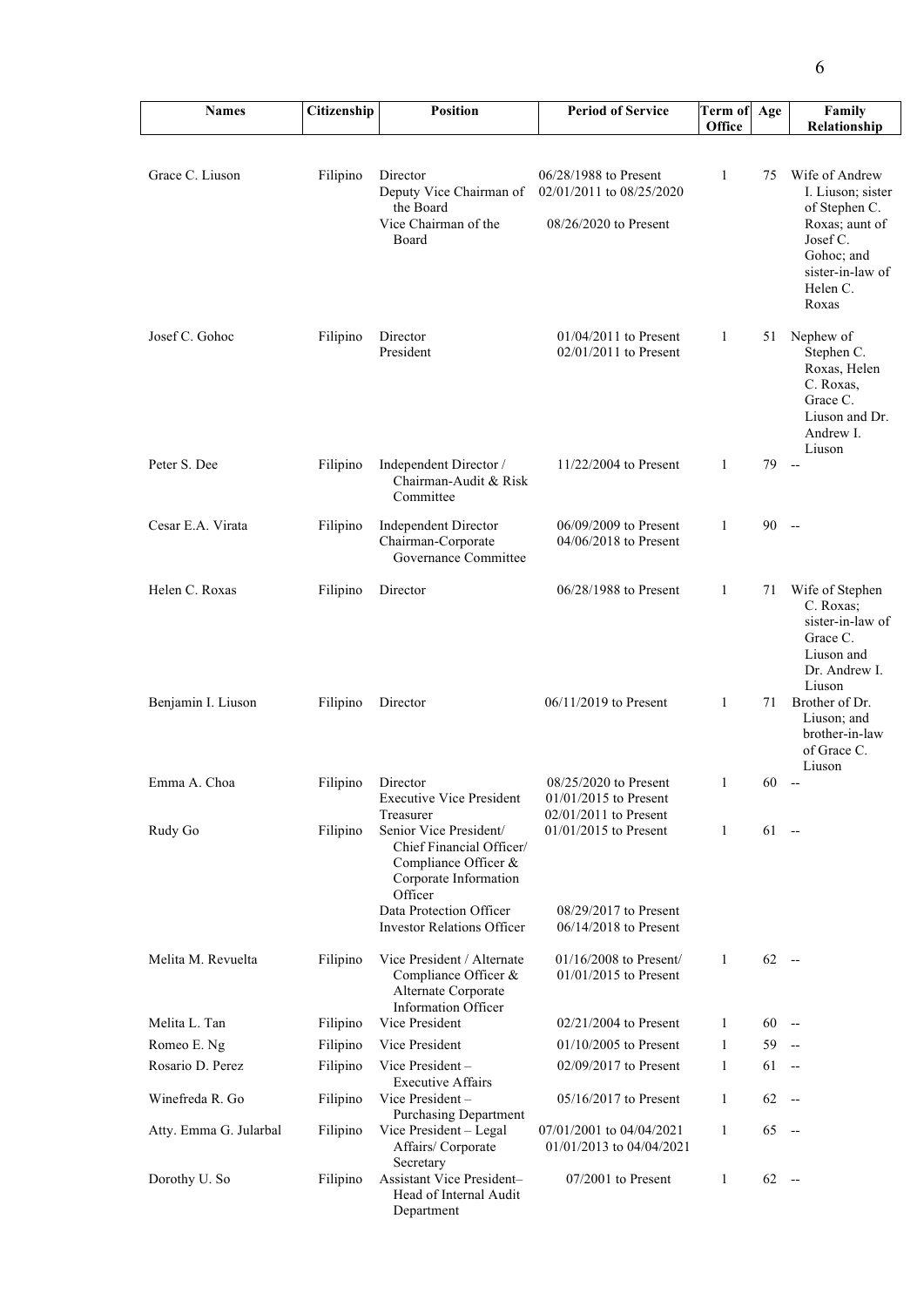| Names | Citizenship | Position | Period of Service | Term of Office | Age | Family Relationship |
|---|---|---|---|---|---|---|
| Grace C. Liuson | Filipino | Director<br>Deputy Vice Chairman of the Board<br>Vice Chairman of the Board | 06/28/1988 to Present<br>02/01/2011 to 08/25/2020<br>08/26/2020 to Present | 1 | 75 | Wife of Andrew I. Liuson; sister of Stephen C. Roxas; aunt of Josef C. Gohoc; and sister-in-law of Helen C. Roxas |
| Josef C. Gohoc | Filipino | Director<br>President | 01/04/2011 to Present<br>02/01/2011 to Present | 1 | 51 | Nephew of Stephen C. Roxas, Helen C. Roxas, Grace C. Liuson and Dr. Andrew I. Liuson |
| Peter S. Dee | Filipino | Independent Director / Chairman-Audit & Risk Committee | 11/22/2004 to Present | 1 | 79 | -- |
| Cesar E.A. Virata | Filipino | Independent Director<br>Chairman-Corporate Governance Committee | 06/09/2009 to Present<br>04/06/2018 to Present | 1 | 90 | -- |
| Helen C. Roxas | Filipino | Director | 06/28/1988 to Present | 1 | 71 | Wife of Stephen C. Roxas; sister-in-law of Grace C. Liuson and Dr. Andrew I. Liuson |
| Benjamin I. Liuson | Filipino | Director | 06/11/2019 to Present | 1 | 71 | Brother of Dr. Liuson; and brother-in-law of Grace C. Liuson |
| Emma A. Choa | Filipino | Director<br>Executive Vice President<br>Treasurer | 08/25/2020 to Present<br>01/01/2015 to Present<br>02/01/2011 to Present | 1 | 60 | -- |
| Rudy Go | Filipino | Senior Vice President/ Chief Financial Officer/ Compliance Officer & Corporate Information Officer<br>Data Protection Officer<br>Investor Relations Officer | 01/01/2015 to Present<br>08/29/2017 to Present<br>06/14/2018 to Present | 1 | 61 | -- |
| Melita M. Revuelta | Filipino | Vice President / Alternate Compliance Officer & Alternate Corporate Information Officer | 01/16/2008 to Present/<br>01/01/2015 to Present | 1 | 62 | -- |
| Melita L. Tan | Filipino | Vice President | 02/21/2004 to Present | 1 | 60 | -- |
| Romeo E. Ng | Filipino | Vice President | 01/10/2005 to Present | 1 | 59 | -- |
| Rosario D. Perez | Filipino | Vice President – Executive Affairs | 02/09/2017 to Present | 1 | 61 | -- |
| Winefreda R. Go | Filipino | Vice President – Purchasing Department | 05/16/2017 to Present | 1 | 62 | -- |
| Atty. Emma G. Jularbal | Filipino | Vice President – Legal Affairs/ Corporate Secretary | 07/01/2001 to 04/04/2021<br>01/01/2013 to 04/04/2021 | 1 | 65 | -- |
| Dorothy U. So | Filipino | Assistant Vice President– Head of Internal Audit Department | 07/2001 to Present | 1 | 62 | -- |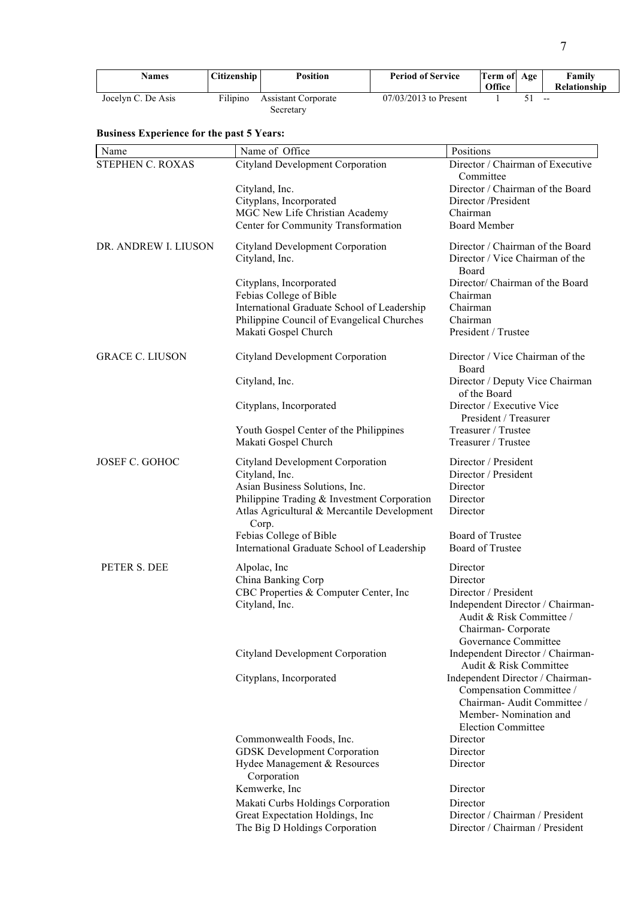| Names | Citizenship | Position | Period of Service | Term of Office | Age | Family Relationship |
|---|---|---|---|---|---|---|
| Jocelyn C. De Asis | Filipino | Assistant Corporate Secretary | 07/03/2013 to Present | 1 | 51 | -- |

**Business Experience for the past 5 Years:**

| Name | Name of Office | Positions |
|---|---|---|
| STEPHEN C. ROXAS | Cityland Development Corporation | Director / Chairman of Executive Committee |
| | Cityland, Inc. | Director / Chairman of the Board |
| | Cityplans, Incorporated | Director /President |
| | MGC New Life Christian Academy | Chairman |
| | Center for Community Transformation | Board Member |
| DR. ANDREW I. LIUSON | Cityland Development Corporation | Director / Chairman of the Board |
| | Cityland, Inc. | Director / Vice Chairman of the Board |
| | Cityplans, Incorporated | Director/ Chairman of the Board |
| | Febias College of Bible | Chairman |
| | International Graduate School of Leadership | Chairman |
| | Philippine Council of Evangelical Churches | Chairman |
| | Makati Gospel Church | President / Trustee |
| GRACE C. LIUSON | Cityland Development Corporation | Director / Vice Chairman of the Board |
| | Cityland, Inc. | Director / Deputy Vice Chairman of the Board |
| | Cityplans, Incorporated | Director / Executive Vice President / Treasurer |
| | Youth Gospel Center of the Philippines | Treasurer / Trustee |
| | Makati Gospel Church | Treasurer / Trustee |
| JOSEF C. GOHOC | Cityland Development Corporation | Director / President |
| | Cityland, Inc. | Director / President |
| | Asian Business Solutions, Inc. | Director |
| | Philippine Trading & Investment Corporation | Director |
| | Atlas Agricultural & Mercantile Development Corp. | Director |
| | Febias College of Bible | Board of Trustee |
| | International Graduate School of Leadership | Board of Trustee |
| PETER S. DEE | Alpolac, Inc | Director |
| | China Banking Corp | Director |
| | CBC Properties & Computer Center, Inc | Director / President |
| | Cityland, Inc. | Independent Director / Chairman-Audit & Risk Committee / Chairman- Corporate Governance Committee |
| | Cityland Development Corporation | Independent Director / Chairman-Audit & Risk Committee |
| | Cityplans, Incorporated | Independent Director / Chairman-Compensation Committee / Chairman- Audit Committee / Member- Nomination and Election Committee |
| | Commonwealth Foods, Inc. | Director |
| | GDSK Development Corporation | Director |
| | Hydee Management & Resources Corporation | Director |
| | Kemwerke, Inc | Director |
| | Makati Curbs Holdings Corporation | Director |
| | Great Expectation Holdings, Inc | Director / Chairman / President |
| | The Big D Holdings Corporation | Director / Chairman / President |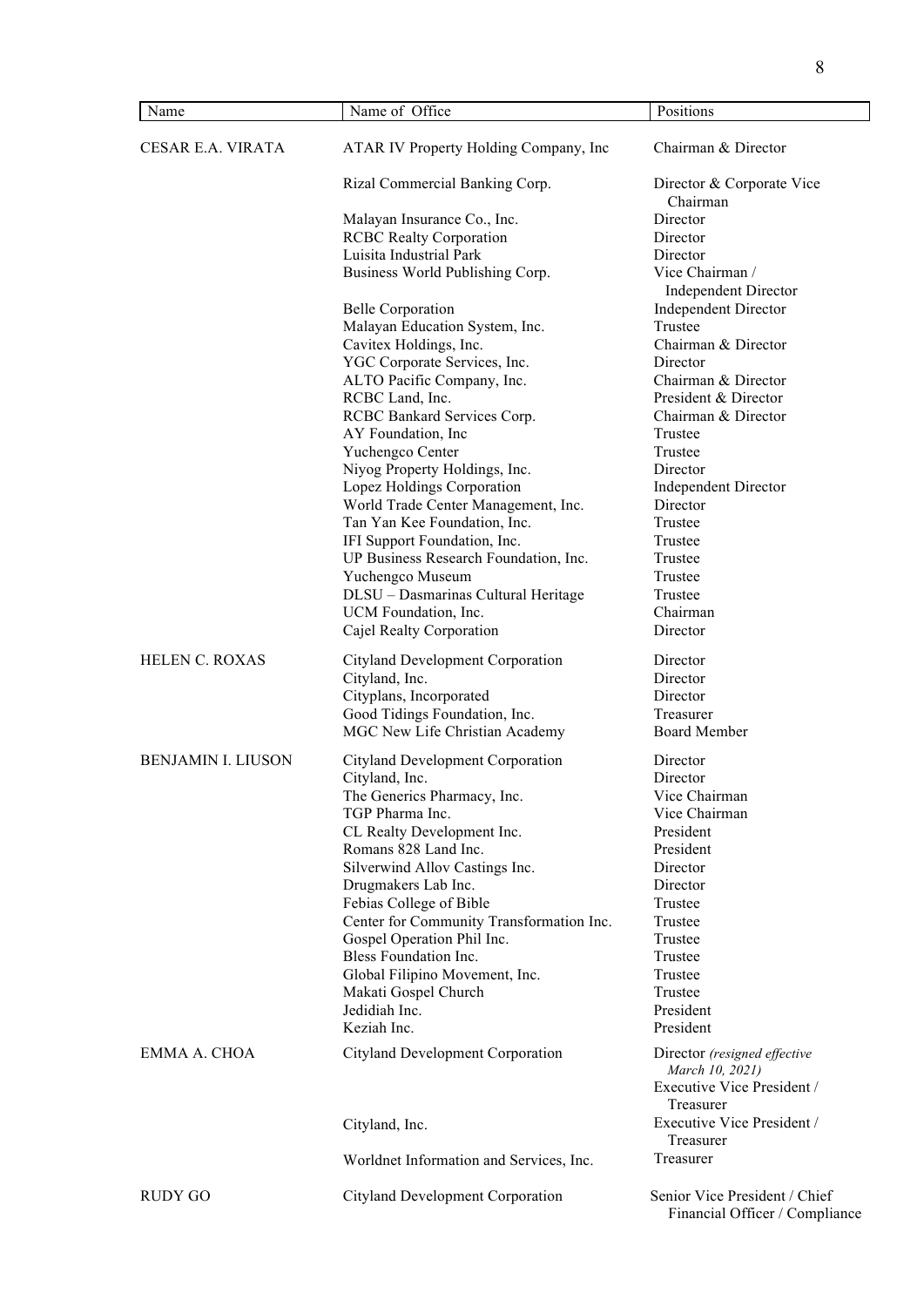| Name | Name of Office | Positions |
|---|---|---|
| CESAR E.A. VIRATA | ATAR IV Property Holding Company, Inc | Chairman & Director |
| | Rizal Commercial Banking Corp. | Director & Corporate Vice Chairman |
| | Malayan Insurance Co., Inc. | Director |
| | RCBC Realty Corporation | Director |
| | Luisita Industrial Park | Director |
| | Business World Publishing Corp. | Vice Chairman / Independent Director |
| | Belle Corporation | Independent Director |
| | Malayan Education System, Inc. | Trustee |
| | Cavitex Holdings, Inc. | Chairman & Director |
| | YGC Corporate Services, Inc. | Director |
| | ALTO Pacific Company, Inc. | Chairman & Director |
| | RCBC Land, Inc. | President & Director |
| | RCBC Bankard Services Corp. | Chairman & Director |
| | AY Foundation, Inc | Trustee |
| | Yuchengco Center | Trustee |
| | Niyog Property Holdings, Inc. | Director |
| | Lopez Holdings Corporation | Independent Director |
| | World Trade Center Management, Inc. | Director |
| | Tan Yan Kee Foundation, Inc. | Trustee |
| | IFI Support Foundation, Inc. | Trustee |
| | UP Business Research Foundation, Inc. | Trustee |
| | Yuchengco Museum | Trustee |
| | DLSU – Dasmarinas Cultural Heritage | Trustee |
| | UCM Foundation, Inc. | Chairman |
| | Cajel Realty Corporation | Director |
| HELEN C. ROXAS | Cityland Development Corporation | Director |
| | Cityland, Inc. | Director |
| | Cityplans, Incorporated | Director |
| | Good Tidings Foundation, Inc. | Treasurer |
| | MGC New Life Christian Academy | Board Member |
| BENJAMIN I. LIUSON | Cityland Development Corporation | Director |
| | Cityland, Inc. | Director |
| | The Generics Pharmacy, Inc. | Vice Chairman |
| | TGP Pharma Inc. | Vice Chairman |
| | CL Realty Development Inc. | President |
| | Romans 828 Land Inc. | President |
| | Silverwind Alloy Castings Inc. | Director |
| | Drugmakers Lab Inc. | Director |
| | Febias College of Bible | Trustee |
| | Center for Community Transformation Inc. | Trustee |
| | Gospel Operation Phil Inc. | Trustee |
| | Bless Foundation Inc. | Trustee |
| | Global Filipino Movement, Inc. | Trustee |
| | Makati Gospel Church | Trustee |
| | Jedidiah Inc. | President |
| | Keziah Inc. | President |
| EMMA A. CHOA | Cityland Development Corporation | Director *(resigned effective March 10, 2021)* Executive Vice President / Treasurer |
| | Cityland, Inc. | Executive Vice President / Treasurer |
| | Worldnet Information and Services, Inc. | Treasurer |
| RUDY GO | Cityland Development Corporation | Senior Vice President / Chief Financial Officer / Compliance |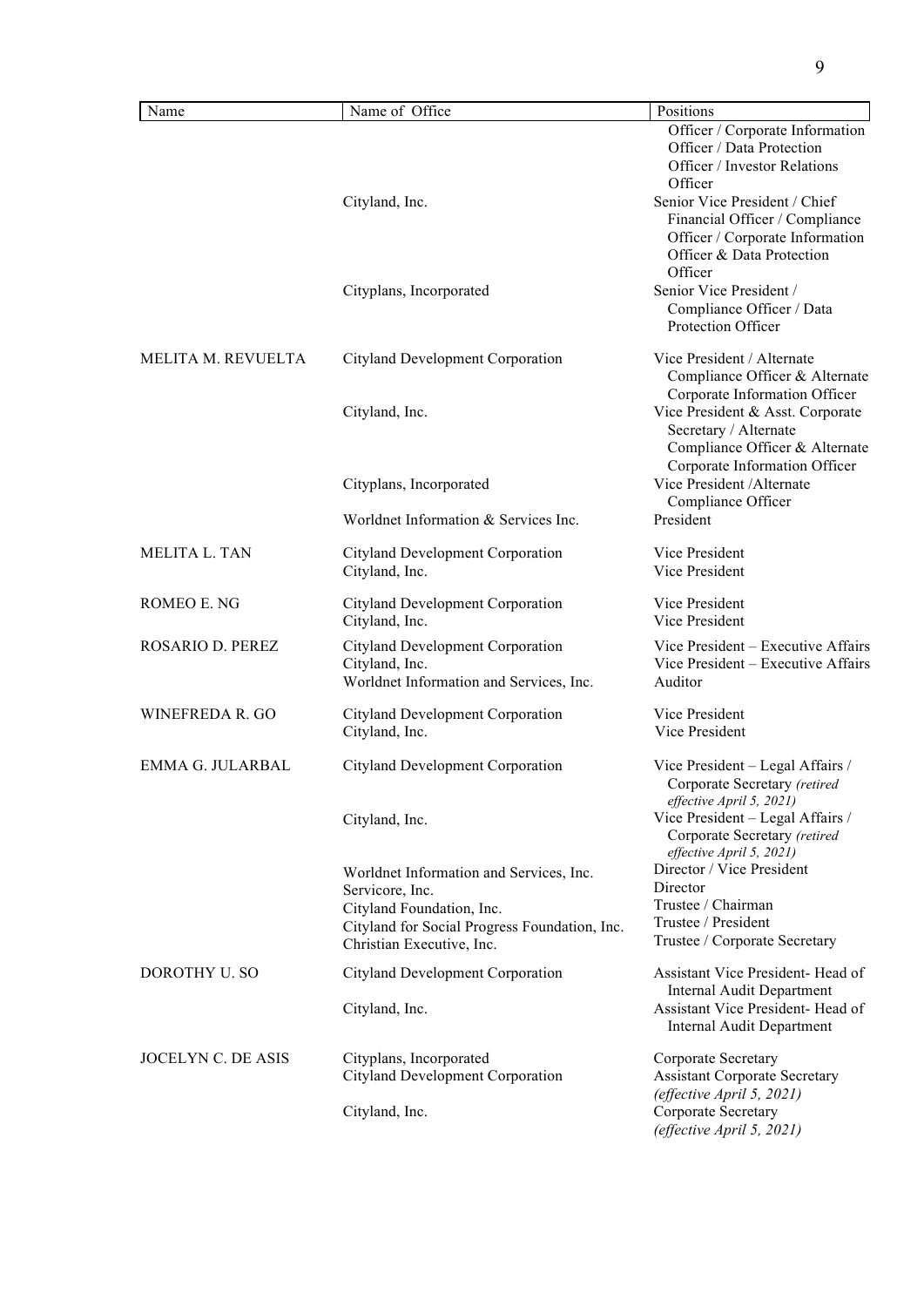| Name | Name of Office | Positions |
|---|---|---|
| | | Officer / Corporate Information Officer / Data Protection Officer / Investor Relations Officer |
| | Cityland, Inc. | Senior Vice President / Chief Financial Officer / Compliance Officer / Corporate Information Officer & Data Protection Officer |
| | Cityplans, Incorporated | Senior Vice President / Compliance Officer / Data Protection Officer |
| MELITA M. REVUELTA | Cityland Development Corporation | Vice President / Alternate Compliance Officer & Alternate Corporate Information Officer |
| | Cityland, Inc. | Vice President & Asst. Corporate Secretary / Alternate Compliance Officer & Alternate Corporate Information Officer |
| | Cityplans, Incorporated | Vice President /Alternate Compliance Officer |
| | Worldnet Information & Services Inc. | President |
| MELITA L. TAN | Cityland Development Corporation | Vice President |
| | Cityland, Inc. | Vice President |
| ROMEO E. NG | Cityland Development Corporation | Vice President |
| | Cityland, Inc. | Vice President |
| ROSARIO D. PEREZ | Cityland Development Corporation | Vice President – Executive Affairs |
| | Cityland, Inc. | Vice President – Executive Affairs |
| | Worldnet Information and Services, Inc. | Auditor |
| WINEFREDA R. GO | Cityland Development Corporation | Vice President |
| | Cityland, Inc. | Vice President |
| EMMA G. JULARBAL | Cityland Development Corporation | Vice President – Legal Affairs / Corporate Secretary *(retired effective April 5, 2021)* |
| | Cityland, Inc. | Vice President – Legal Affairs / Corporate Secretary *(retired effective April 5, 2021)* |
| | Worldnet Information and Services, Inc. | Director / Vice President |
| | Servicore, Inc. | Director |
| | Cityland Foundation, Inc. | Trustee / Chairman |
| | Cityland for Social Progress Foundation, Inc. | Trustee / President |
| | Christian Executive, Inc. | Trustee / Corporate Secretary |
| DOROTHY U. SO | Cityland Development Corporation | Assistant Vice President- Head of Internal Audit Department |
| | Cityland, Inc. | Assistant Vice President- Head of Internal Audit Department |
| JOCELYN C. DE ASIS | Cityplans, Incorporated | Corporate Secretary |
| | Cityland Development Corporation | Assistant Corporate Secretary *(effective April 5, 2021)* |
| | Cityland, Inc. | Corporate Secretary *(effective April 5, 2021)* |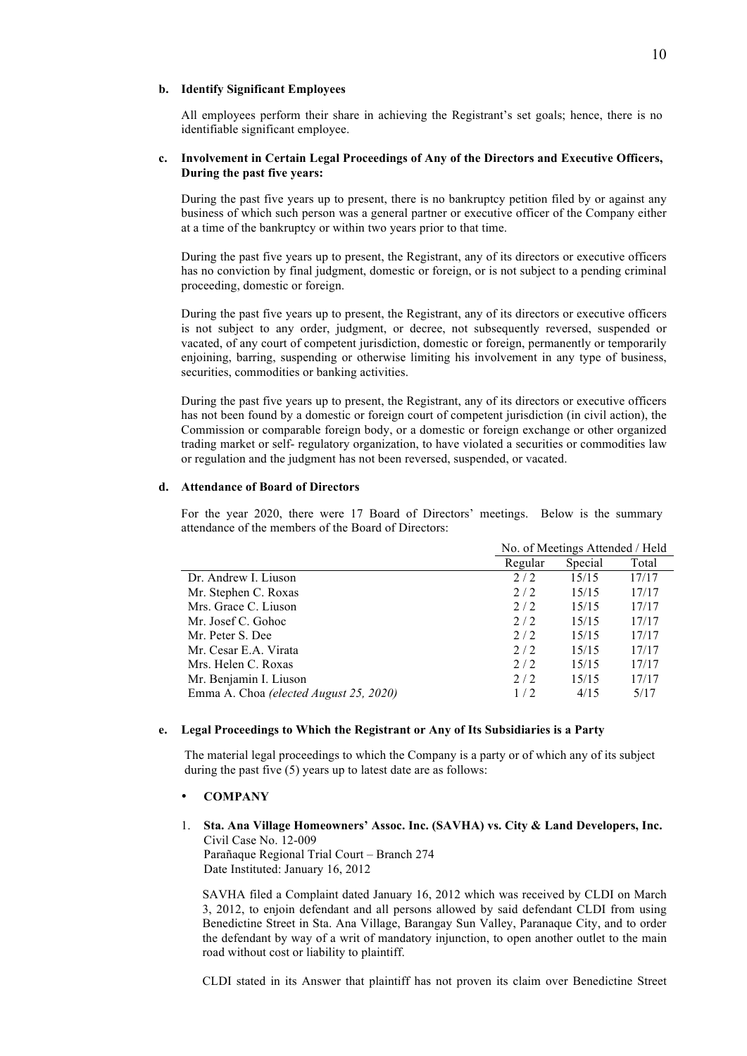**b. Identify Significant Employees**

All employees perform their share in achieving the Registrant's set goals; hence, there is no identifiable significant employee.

**c. Involvement in Certain Legal Proceedings of Any of the Directors and Executive Officers, During the past five years:**

During the past five years up to present, there is no bankruptcy petition filed by or against any business of which such person was a general partner or executive officer of the Company either at a time of the bankruptcy or within two years prior to that time.

During the past five years up to present, the Registrant, any of its directors or executive officers has no conviction by final judgment, domestic or foreign, or is not subject to a pending criminal proceeding, domestic or foreign.

During the past five years up to present, the Registrant, any of its directors or executive officers is not subject to any order, judgment, or decree, not subsequently reversed, suspended or vacated, of any court of competent jurisdiction, domestic or foreign, permanently or temporarily enjoining, barring, suspending or otherwise limiting his involvement in any type of business, securities, commodities or banking activities.

During the past five years up to present, the Registrant, any of its directors or executive officers has not been found by a domestic or foreign court of competent jurisdiction (in civil action), the Commission or comparable foreign body, or a domestic or foreign exchange or other organized trading market or self- regulatory organization, to have violated a securities or commodities law or regulation and the judgment has not been reversed, suspended, or vacated.

**d. Attendance of Board of Directors**

For the year 2020, there were 17 Board of Directors' meetings. Below is the summary attendance of the members of the Board of Directors:

| | No. of Meetings Attended / Held | | |
|---|---|---|---|
| | Regular | Special | Total |
| Dr. Andrew I. Liuson | 2 / 2 | 15/15 | 17/17 |
| Mr. Stephen C. Roxas | 2 / 2 | 15/15 | 17/17 |
| Mrs. Grace C. Liuson | 2 / 2 | 15/15 | 17/17 |
| Mr. Josef C. Gohoc | 2 / 2 | 15/15 | 17/17 |
| Mr. Peter S. Dee | 2 / 2 | 15/15 | 17/17 |
| Mr. Cesar E.A. Virata | 2 / 2 | 15/15 | 17/17 |
| Mrs. Helen C. Roxas | 2 / 2 | 15/15 | 17/17 |
| Mr. Benjamin I. Liuson | 2 / 2 | 15/15 | 17/17 |
| Emma A. Choa *(elected August 25, 2020)* | 1 / 2 | 4/15 | 5/17 |

**e. Legal Proceedings to Which the Registrant or Any of Its Subsidiaries is a Party**

The material legal proceedings to which the Company is a party or of which any of its subject during the past five (5) years up to latest date are as follows:

- **COMPANY**

1. **Sta. Ana Village Homeowners' Assoc. Inc. (SAVHA) vs. City & Land Developers, Inc.**
   Civil Case No. 12-009
   Parañaque Regional Trial Court – Branch 274
   Date Instituted: January 16, 2012

   SAVHA filed a Complaint dated January 16, 2012 which was received by CLDI on March 3, 2012, to enjoin defendant and all persons allowed by said defendant CLDI from using Benedictine Street in Sta. Ana Village, Barangay Sun Valley, Paranaque City, and to order the defendant by way of a writ of mandatory injunction, to open another outlet to the main road without cost or liability to plaintiff.

   CLDI stated in its Answer that plaintiff has not proven its claim over Benedictine Street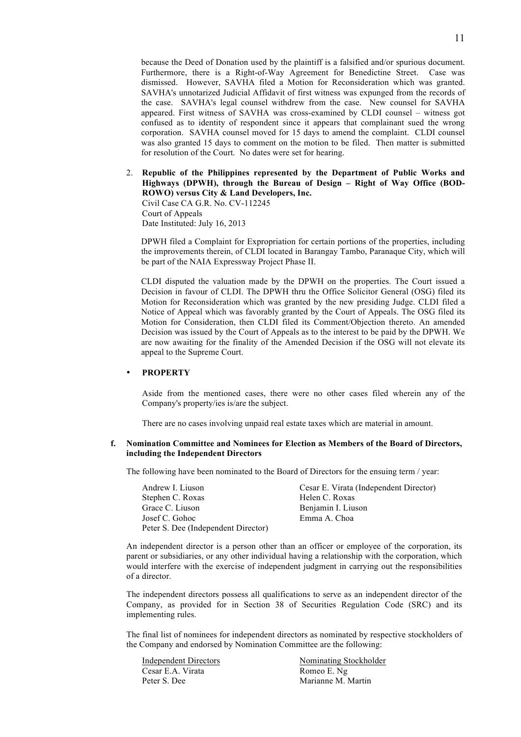because the Deed of Donation used by the plaintiff is a falsified and/or spurious document. Furthermore, there is a Right-of-Way Agreement for Benedictine Street. Case was dismissed. However, SAVHA filed a Motion for Reconsideration which was granted. SAVHA's unnotarized Judicial Affidavit of first witness was expunged from the records of the case. SAVHA's legal counsel withdrew from the case. New counsel for SAVHA appeared. First witness of SAVHA was cross-examined by CLDI counsel – witness got confused as to identity of respondent since it appears that complainant sued the wrong corporation. SAVHA counsel moved for 15 days to amend the complaint. CLDI counsel was also granted 15 days to comment on the motion to be filed. Then matter is submitted for resolution of the Court. No dates were set for hearing.

2. **Republic of the Philippines represented by the Department of Public Works and Highways (DPWH), through the Bureau of Design – Right of Way Office (BOD-ROWO) versus City & Land Developers, Inc.**
   Civil Case CA G.R. No. CV-112245
   Court of Appeals
   Date Instituted: July 16, 2013

   DPWH filed a Complaint for Expropriation for certain portions of the properties, including the improvements therein, of CLDI located in Barangay Tambo, Paranaque City, which will be part of the NAIA Expressway Project Phase II.

   CLDI disputed the valuation made by the DPWH on the properties. The Court issued a Decision in favour of CLDI. The DPWH thru the Office Solicitor General (OSG) filed its Motion for Reconsideration which was granted by the new presiding Judge. CLDI filed a Notice of Appeal which was favorably granted by the Court of Appeals. The OSG filed its Motion for Consideration, then CLDI filed its Comment/Objection thereto. An amended Decision was issued by the Court of Appeals as to the interest to be paid by the DPWH. We are now awaiting for the finality of the Amended Decision if the OSG will not elevate its appeal to the Supreme Court.

- **PROPERTY**

  Aside from the mentioned cases, there were no other cases filed wherein any of the Company's property/ies is/are the subject.

  There are no cases involving unpaid real estate taxes which are material in amount.

**f. Nomination Committee and Nominees for Election as Members of the Board of Directors, including the Independent Directors**

The following have been nominated to the Board of Directors for the ensuing term / year:

| | |
|---|---|
| Andrew I. Liuson | Cesar E. Virata (Independent Director) |
| Stephen C. Roxas | Helen C. Roxas |
| Grace C. Liuson | Benjamin I. Liuson |
| Josef C. Gohoc | Emma A. Choa |
| Peter S. Dee (Independent Director) | |

An independent director is a person other than an officer or employee of the corporation, its parent or subsidiaries, or any other individual having a relationship with the corporation, which would interfere with the exercise of independent judgment in carrying out the responsibilities of a director.

The independent directors possess all qualifications to serve as an independent director of the Company, as provided for in Section 38 of Securities Regulation Code (SRC) and its implementing rules.

The final list of nominees for independent directors as nominated by respective stockholders of the Company and endorsed by Nomination Committee are the following:

| Independent Directors | Nominating Stockholder |
|---|---|
| Cesar E.A. Virata | Romeo E. Ng |
| Peter S. Dee | Marianne M. Martin |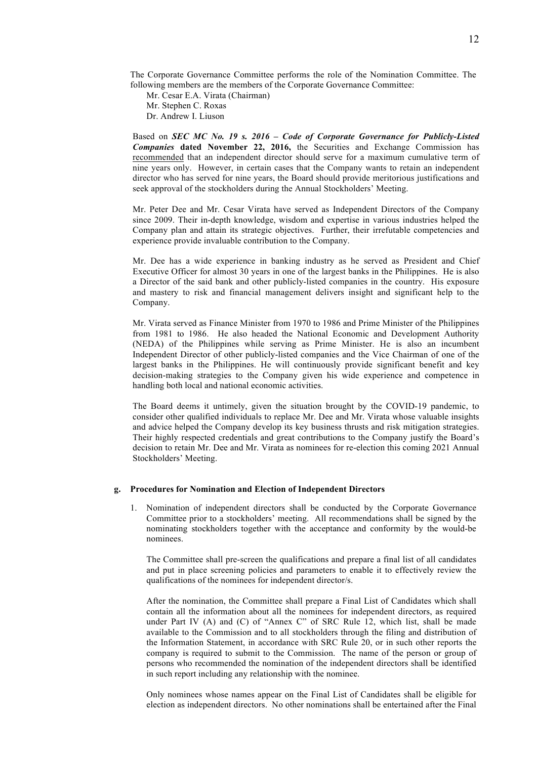The Corporate Governance Committee performs the role of the Nomination Committee. The following members are the members of the Corporate Governance Committee:

Mr. Cesar E.A. Virata (Chairman)
Mr. Stephen C. Roxas
Dr. Andrew I. Liuson

Based on ***SEC MC No. 19 s. 2016 – Code of Corporate Governance for Publicly-Listed Companies*** **dated November 22, 2016,** the Securities and Exchange Commission has recommended that an independent director should serve for a maximum cumulative term of nine years only. However, in certain cases that the Company wants to retain an independent director who has served for nine years, the Board should provide meritorious justifications and seek approval of the stockholders during the Annual Stockholders' Meeting.

Mr. Peter Dee and Mr. Cesar Virata have served as Independent Directors of the Company since 2009. Their in-depth knowledge, wisdom and expertise in various industries helped the Company plan and attain its strategic objectives. Further, their irrefutable competencies and experience provide invaluable contribution to the Company.

Mr. Dee has a wide experience in banking industry as he served as President and Chief Executive Officer for almost 30 years in one of the largest banks in the Philippines. He is also a Director of the said bank and other publicly-listed companies in the country. His exposure and mastery to risk and financial management delivers insight and significant help to the Company.

Mr. Virata served as Finance Minister from 1970 to 1986 and Prime Minister of the Philippines from 1981 to 1986. He also headed the National Economic and Development Authority (NEDA) of the Philippines while serving as Prime Minister. He is also an incumbent Independent Director of other publicly-listed companies and the Vice Chairman of one of the largest banks in the Philippines. He will continuously provide significant benefit and key decision-making strategies to the Company given his wide experience and competence in handling both local and national economic activities.

The Board deems it untimely, given the situation brought by the COVID-19 pandemic, to consider other qualified individuals to replace Mr. Dee and Mr. Virata whose valuable insights and advice helped the Company develop its key business thrusts and risk mitigation strategies. Their highly respected credentials and great contributions to the Company justify the Board's decision to retain Mr. Dee and Mr. Virata as nominees for re-election this coming 2021 Annual Stockholders' Meeting.

**g. Procedures for Nomination and Election of Independent Directors**

1. Nomination of independent directors shall be conducted by the Corporate Governance Committee prior to a stockholders' meeting. All recommendations shall be signed by the nominating stockholders together with the acceptance and conformity by the would-be nominees.

   The Committee shall pre-screen the qualifications and prepare a final list of all candidates and put in place screening policies and parameters to enable it to effectively review the qualifications of the nominees for independent director/s.

   After the nomination, the Committee shall prepare a Final List of Candidates which shall contain all the information about all the nominees for independent directors, as required under Part IV (A) and (C) of "Annex C" of SRC Rule 12, which list, shall be made available to the Commission and to all stockholders through the filing and distribution of the Information Statement, in accordance with SRC Rule 20, or in such other reports the company is required to submit to the Commission. The name of the person or group of persons who recommended the nomination of the independent directors shall be identified in such report including any relationship with the nominee.

   Only nominees whose names appear on the Final List of Candidates shall be eligible for election as independent directors. No other nominations shall be entertained after the Final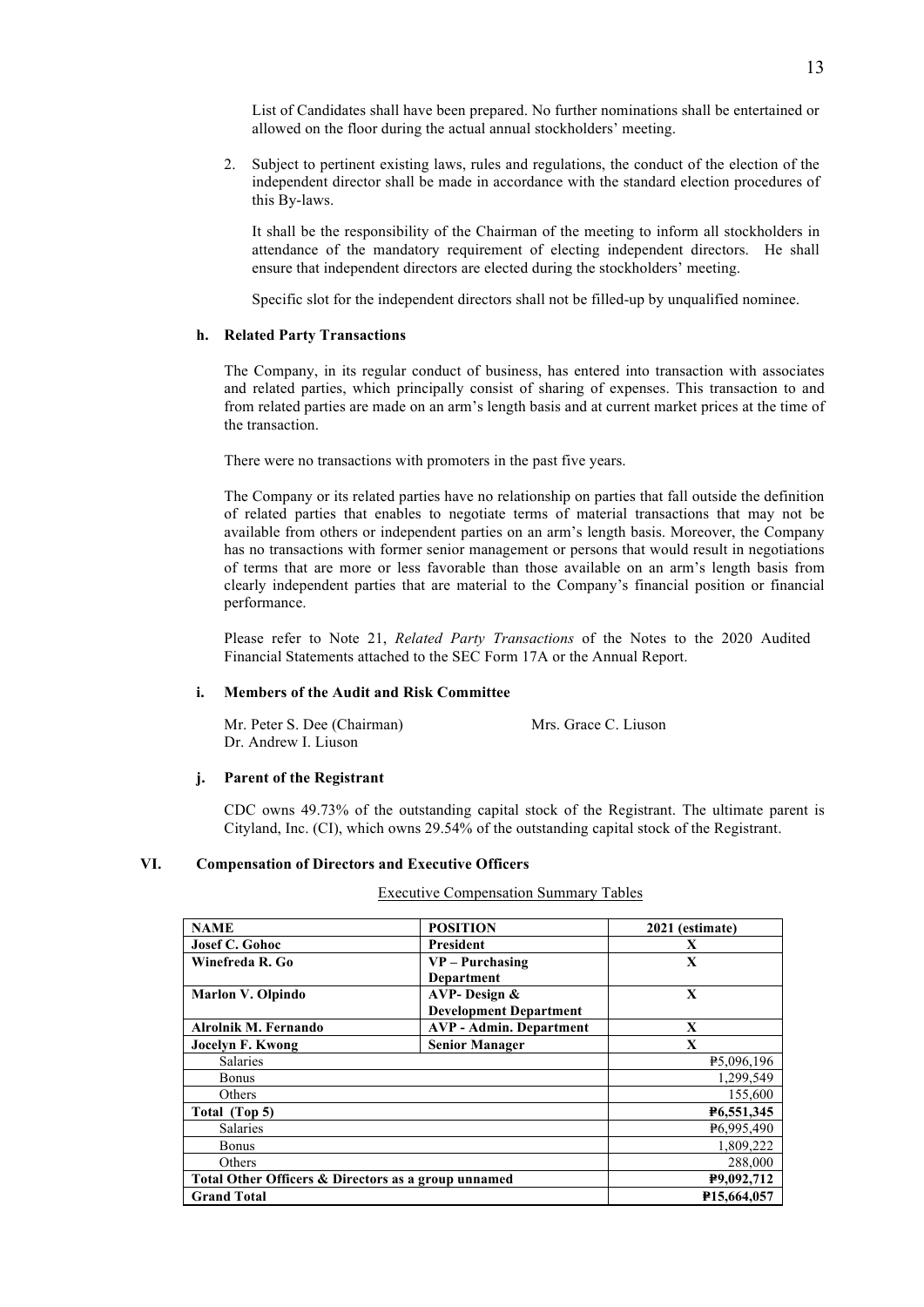List of Candidates shall have been prepared. No further nominations shall be entertained or allowed on the floor during the actual annual stockholders' meeting.

2. Subject to pertinent existing laws, rules and regulations, the conduct of the election of the independent director shall be made in accordance with the standard election procedures of this By-laws.

   It shall be the responsibility of the Chairman of the meeting to inform all stockholders in attendance of the mandatory requirement of electing independent directors. He shall ensure that independent directors are elected during the stockholders' meeting.

   Specific slot for the independent directors shall not be filled-up by unqualified nominee.

**h. Related Party Transactions**

The Company, in its regular conduct of business, has entered into transaction with associates and related parties, which principally consist of sharing of expenses. This transaction to and from related parties are made on an arm's length basis and at current market prices at the time of the transaction.

There were no transactions with promoters in the past five years.

The Company or its related parties have no relationship on parties that fall outside the definition of related parties that enables to negotiate terms of material transactions that may not be available from others or independent parties on an arm's length basis. Moreover, the Company has no transactions with former senior management or persons that would result in negotiations of terms that are more or less favorable than those available on an arm's length basis from clearly independent parties that are material to the Company's financial position or financial performance.

Please refer to Note 21, *Related Party Transactions* of the Notes to the 2020 Audited Financial Statements attached to the SEC Form 17A or the Annual Report.

**i. Members of the Audit and Risk Committee**

Mr. Peter S. Dee (Chairman)
Mrs. Grace C. Liuson
Dr. Andrew I. Liuson

**j. Parent of the Registrant**

CDC owns 49.73% of the outstanding capital stock of the Registrant. The ultimate parent is Cityland, Inc. (CI), which owns 29.54% of the outstanding capital stock of the Registrant.

## VI. Compensation of Directors and Executive Officers

Executive Compensation Summary Tables

| NAME | POSITION | 2021 (estimate) |
|---|---|---|
| **Josef C. Gohoc** | **President** | **X** |
| **Winefreda R. Go** | **VP – Purchasing Department** | **X** |
| **Marlon V. Olpindo** | **AVP- Design & Development Department** | **X** |
| **Alrolnik M. Fernando** | **AVP - Admin. Department** | **X** |
| **Jocelyn F. Kwong** | **Senior Manager** | **X** |
| Salaries | | ₱5,096,196 |
| Bonus | | 1,299,549 |
| Others | | 155,600 |
| **Total (Top 5)** | | **₱6,551,345** |
| Salaries | | ₱6,995,490 |
| Bonus | | 1,809,222 |
| Others | | 288,000 |
| **Total Other Officers & Directors as a group unnamed** | | **₱9,092,712** |
| **Grand Total** | | **₱15,664,057** |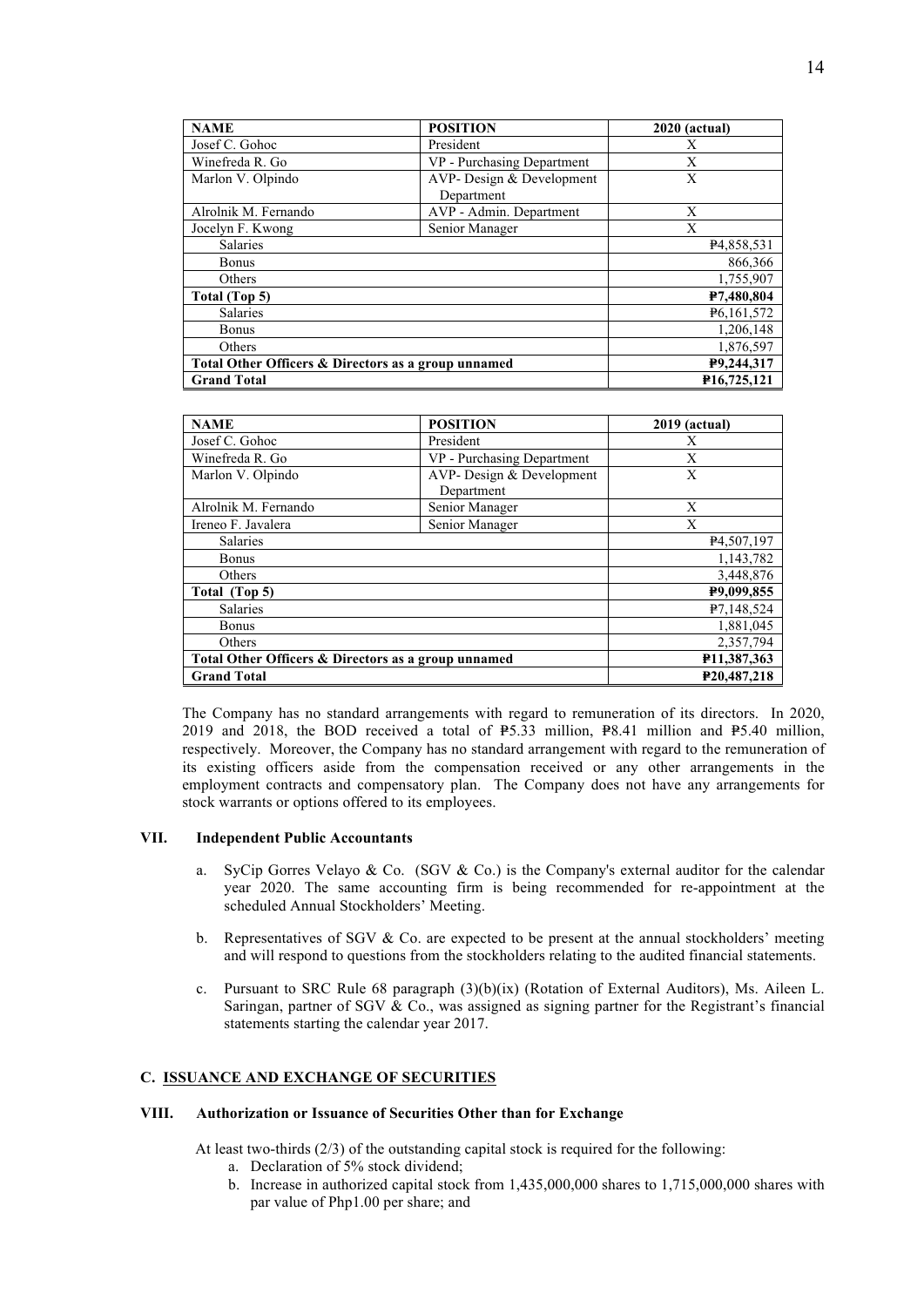| NAME | POSITION | 2020 (actual) |
|---|---|---|
| Josef C. Gohoc | President | X |
| Winefreda R. Go | VP - Purchasing Department | X |
| Marlon V. Olpindo | AVP- Design & Development Department | X |
| Alrolnik M. Fernando | AVP - Admin. Department | X |
| Jocelyn F. Kwong | Senior Manager | X |
| Salaries | | ₱4,858,531 |
| Bonus | | 866,366 |
| Others | | 1,755,907 |
| **Total (Top 5)** | | **₱7,480,804** |
| Salaries | | ₱6,161,572 |
| Bonus | | 1,206,148 |
| Others | | 1,876,597 |
| **Total Other Officers & Directors as a group unnamed** | | **₱9,244,317** |
| **Grand Total** | | **₱16,725,121** |

| NAME | POSITION | 2019 (actual) |
|---|---|---|
| Josef C. Gohoc | President | X |
| Winefreda R. Go | VP - Purchasing Department | X |
| Marlon V. Olpindo | AVP- Design & Development Department | X |
| Alrolnik M. Fernando | Senior Manager | X |
| Ireneo F. Javalera | Senior Manager | X |
| Salaries | | ₱4,507,197 |
| Bonus | | 1,143,782 |
| Others | | 3,448,876 |
| **Total (Top 5)** | | **₱9,099,855** |
| Salaries | | ₱7,148,524 |
| Bonus | | 1,881,045 |
| Others | | 2,357,794 |
| **Total Other Officers & Directors as a group unnamed** | | **₱11,387,363** |
| **Grand Total** | | **₱20,487,218** |

The Company has no standard arrangements with regard to remuneration of its directors. In 2020, 2019 and 2018, the BOD received a total of ₱5.33 million, ₱8.41 million and ₱5.40 million, respectively. Moreover, the Company has no standard arrangement with regard to the remuneration of its existing officers aside from the compensation received or any other arrangements in the employment contracts and compensatory plan. The Company does not have any arrangements for stock warrants or options offered to its employees.

### VII. Independent Public Accountants

a. SyCip Gorres Velayo & Co. (SGV & Co.) is the Company's external auditor for the calendar year 2020. The same accounting firm is being recommended for re-appointment at the scheduled Annual Stockholders' Meeting.

b. Representatives of SGV & Co. are expected to be present at the annual stockholders' meeting and will respond to questions from the stockholders relating to the audited financial statements.

c. Pursuant to SRC Rule 68 paragraph (3)(b)(ix) (Rotation of External Auditors), Ms. Aileen L. Saringan, partner of SGV & Co., was assigned as signing partner for the Registrant's financial statements starting the calendar year 2017.

## C. ISSUANCE AND EXCHANGE OF SECURITIES

### VIII. Authorization or Issuance of Securities Other than for Exchange

At least two-thirds (2/3) of the outstanding capital stock is required for the following:

a. Declaration of 5% stock dividend;
b. Increase in authorized capital stock from 1,435,000,000 shares to 1,715,000,000 shares with par value of Php1.00 per share; and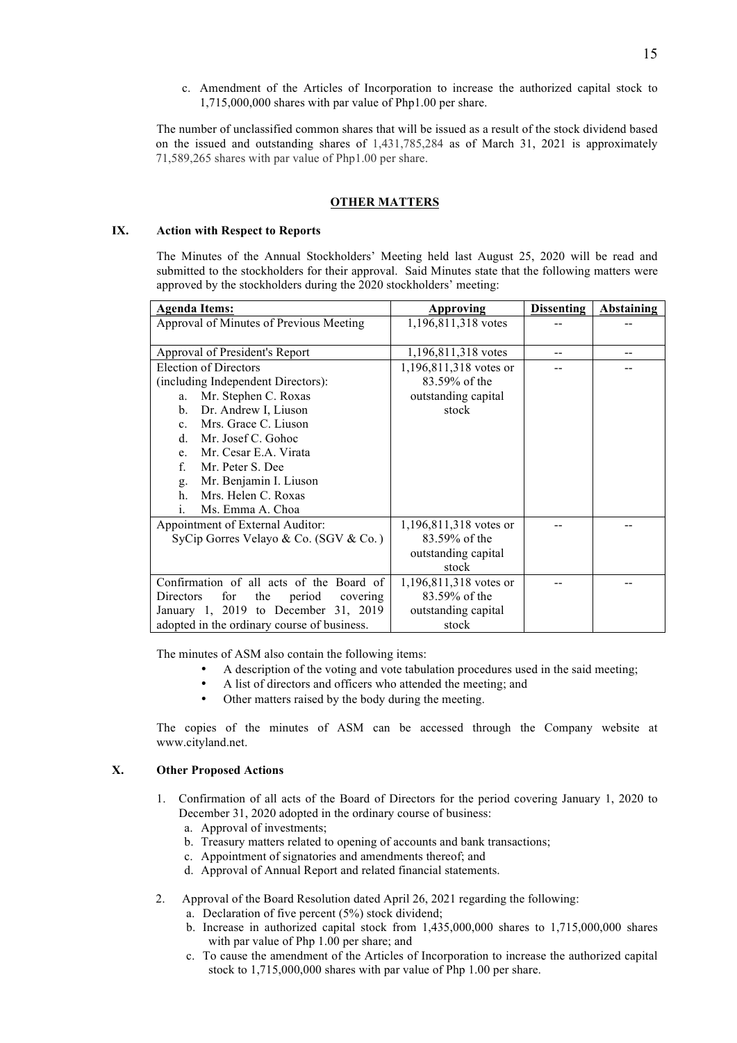c. Amendment of the Articles of Incorporation to increase the authorized capital stock to 1,715,000,000 shares with par value of Php1.00 per share.

The number of unclassified common shares that will be issued as a result of the stock dividend based on the issued and outstanding shares of 1,431,785,284 as of March 31, 2021 is approximately 71,589,265 shares with par value of Php1.00 per share.

## OTHER MATTERS

### IX. Action with Respect to Reports

The Minutes of the Annual Stockholders' Meeting held last August 25, 2020 will be read and submitted to the stockholders for their approval. Said Minutes state that the following matters were approved by the stockholders during the 2020 stockholders' meeting:

| Agenda Items: | Approving | Dissenting | Abstaining |
|---|---|---|---|
| Approval of Minutes of Previous Meeting | 1,196,811,318 votes | -- | -- |
| Approval of President's Report | 1,196,811,318 votes | -- | -- |
| Election of Directors (including Independent Directors): a. Mr. Stephen C. Roxas b. Dr. Andrew I, Liuson c. Mrs. Grace C. Liuson d. Mr. Josef C. Gohoc e. Mr. Cesar E.A. Virata f. Mr. Peter S. Dee g. Mr. Benjamin I. Liuson h. Mrs. Helen C. Roxas i. Ms. Emma A. Choa | 1,196,811,318 votes or 83.59% of the outstanding capital stock | -- | -- |
| Appointment of External Auditor: SyCip Gorres Velayo & Co. (SGV & Co.) | 1,196,811,318 votes or 83.59% of the outstanding capital stock | -- | -- |
| Confirmation of all acts of the Board of Directors for the period covering January 1, 2019 to December 31, 2019 adopted in the ordinary course of business. | 1,196,811,318 votes or 83.59% of the outstanding capital stock | -- | -- |

The minutes of ASM also contain the following items:

- A description of the voting and vote tabulation procedures used in the said meeting;
- A list of directors and officers who attended the meeting; and
- Other matters raised by the body during the meeting.

The copies of the minutes of ASM can be accessed through the Company website at www.cityland.net.

### X. Other Proposed Actions

1. Confirmation of all acts of the Board of Directors for the period covering January 1, 2020 to December 31, 2020 adopted in the ordinary course of business:
   a. Approval of investments;
   b. Treasury matters related to opening of accounts and bank transactions;
   c. Appointment of signatories and amendments thereof; and
   d. Approval of Annual Report and related financial statements.

2. Approval of the Board Resolution dated April 26, 2021 regarding the following:
   a. Declaration of five percent (5%) stock dividend;
   b. Increase in authorized capital stock from 1,435,000,000 shares to 1,715,000,000 shares with par value of Php 1.00 per share; and
   c. To cause the amendment of the Articles of Incorporation to increase the authorized capital stock to 1,715,000,000 shares with par value of Php 1.00 per share.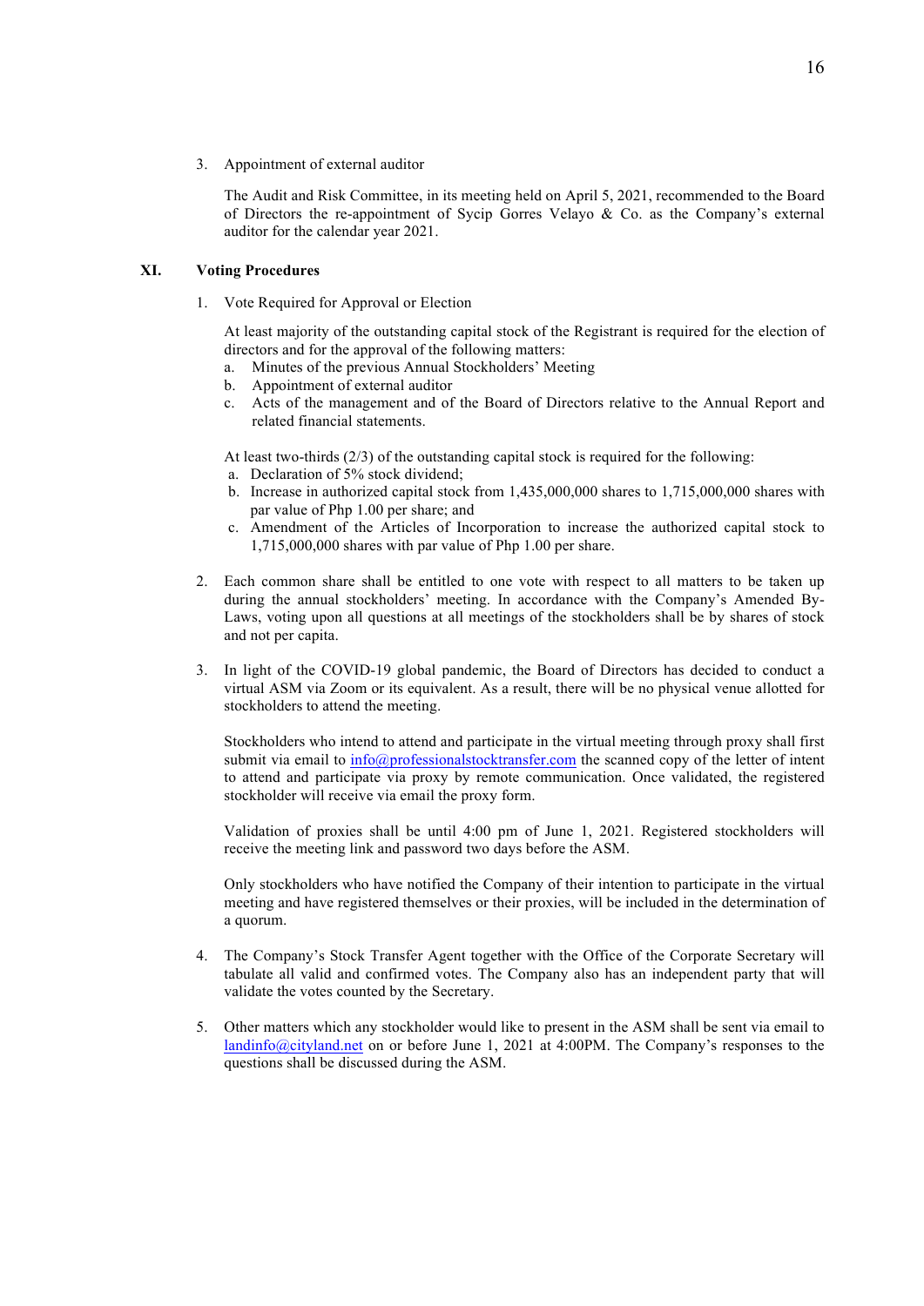3. Appointment of external auditor

   The Audit and Risk Committee, in its meeting held on April 5, 2021, recommended to the Board of Directors the re-appointment of Sycip Gorres Velayo & Co. as the Company's external auditor for the calendar year 2021.

## XI. Voting Procedures

1. Vote Required for Approval or Election

   At least majority of the outstanding capital stock of the Registrant is required for the election of directors and for the approval of the following matters:

   a. Minutes of the previous Annual Stockholders' Meeting
   b. Appointment of external auditor
   c. Acts of the management and of the Board of Directors relative to the Annual Report and related financial statements.

   At least two-thirds (2/3) of the outstanding capital stock is required for the following:

   a. Declaration of 5% stock dividend;
   b. Increase in authorized capital stock from 1,435,000,000 shares to 1,715,000,000 shares with par value of Php 1.00 per share; and
   c. Amendment of the Articles of Incorporation to increase the authorized capital stock to 1,715,000,000 shares with par value of Php 1.00 per share.

2. Each common share shall be entitled to one vote with respect to all matters to be taken up during the annual stockholders' meeting. In accordance with the Company's Amended By-Laws, voting upon all questions at all meetings of the stockholders shall be by shares of stock and not per capita.

3. In light of the COVID-19 global pandemic, the Board of Directors has decided to conduct a virtual ASM via Zoom or its equivalent. As a result, there will be no physical venue allotted for stockholders to attend the meeting.

   Stockholders who intend to attend and participate in the virtual meeting through proxy shall first submit via email to info@professionalstocktransfer.com the scanned copy of the letter of intent to attend and participate via proxy by remote communication. Once validated, the registered stockholder will receive via email the proxy form.

   Validation of proxies shall be until 4:00 pm of June 1, 2021. Registered stockholders will receive the meeting link and password two days before the ASM.

   Only stockholders who have notified the Company of their intention to participate in the virtual meeting and have registered themselves or their proxies, will be included in the determination of a quorum.

4. The Company's Stock Transfer Agent together with the Office of the Corporate Secretary will tabulate all valid and confirmed votes. The Company also has an independent party that will validate the votes counted by the Secretary.

5. Other matters which any stockholder would like to present in the ASM shall be sent via email to landinfo@cityland.net on or before June 1, 2021 at 4:00PM. The Company's responses to the questions shall be discussed during the ASM.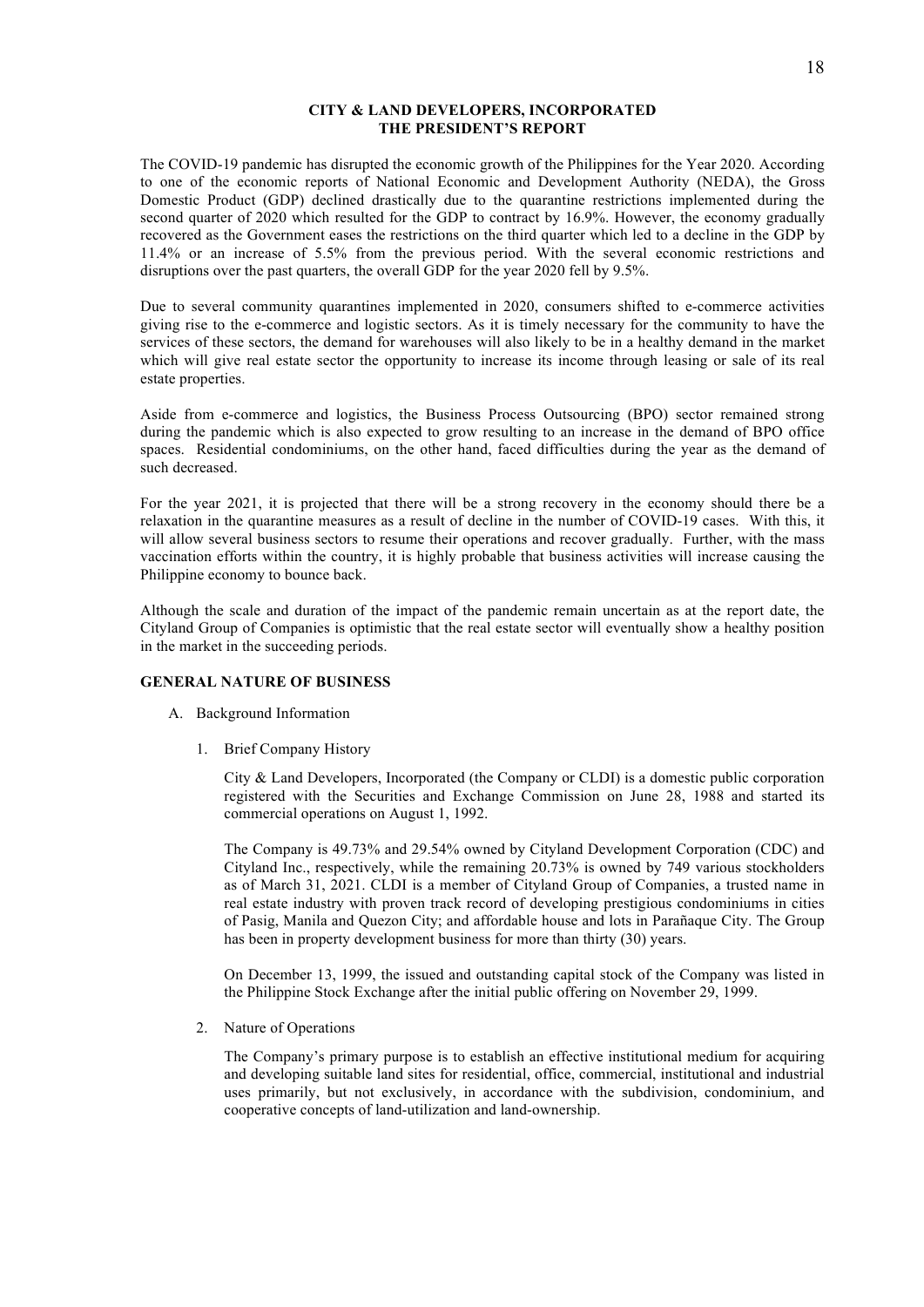## CITY & LAND DEVELOPERS, INCORPORATED
## THE PRESIDENT'S REPORT

The COVID-19 pandemic has disrupted the economic growth of the Philippines for the Year 2020. According to one of the economic reports of National Economic and Development Authority (NEDA), the Gross Domestic Product (GDP) declined drastically due to the quarantine restrictions implemented during the second quarter of 2020 which resulted for the GDP to contract by 16.9%. However, the economy gradually recovered as the Government eases the restrictions on the third quarter which led to a decline in the GDP by 11.4% or an increase of 5.5% from the previous period. With the several economic restrictions and disruptions over the past quarters, the overall GDP for the year 2020 fell by 9.5%.

Due to several community quarantines implemented in 2020, consumers shifted to e-commerce activities giving rise to the e-commerce and logistic sectors. As it is timely necessary for the community to have the services of these sectors, the demand for warehouses will also likely to be in a healthy demand in the market which will give real estate sector the opportunity to increase its income through leasing or sale of its real estate properties.

Aside from e-commerce and logistics, the Business Process Outsourcing (BPO) sector remained strong during the pandemic which is also expected to grow resulting to an increase in the demand of BPO office spaces. Residential condominiums, on the other hand, faced difficulties during the year as the demand of such decreased.

For the year 2021, it is projected that there will be a strong recovery in the economy should there be a relaxation in the quarantine measures as a result of decline in the number of COVID-19 cases. With this, it will allow several business sectors to resume their operations and recover gradually. Further, with the mass vaccination efforts within the country, it is highly probable that business activities will increase causing the Philippine economy to bounce back.

Although the scale and duration of the impact of the pandemic remain uncertain as at the report date, the Cityland Group of Companies is optimistic that the real estate sector will eventually show a healthy position in the market in the succeeding periods.

### GENERAL NATURE OF BUSINESS

A. Background Information

1. Brief Company History

   City & Land Developers, Incorporated (the Company or CLDI) is a domestic public corporation registered with the Securities and Exchange Commission on June 28, 1988 and started its commercial operations on August 1, 1992.

   The Company is 49.73% and 29.54% owned by Cityland Development Corporation (CDC) and Cityland Inc., respectively, while the remaining 20.73% is owned by 749 various stockholders as of March 31, 2021. CLDI is a member of Cityland Group of Companies, a trusted name in real estate industry with proven track record of developing prestigious condominiums in cities of Pasig, Manila and Quezon City; and affordable house and lots in Parañaque City. The Group has been in property development business for more than thirty (30) years.

   On December 13, 1999, the issued and outstanding capital stock of the Company was listed in the Philippine Stock Exchange after the initial public offering on November 29, 1999.

2. Nature of Operations

   The Company's primary purpose is to establish an effective institutional medium for acquiring and developing suitable land sites for residential, office, commercial, institutional and industrial uses primarily, but not exclusively, in accordance with the subdivision, condominium, and cooperative concepts of land-utilization and land-ownership.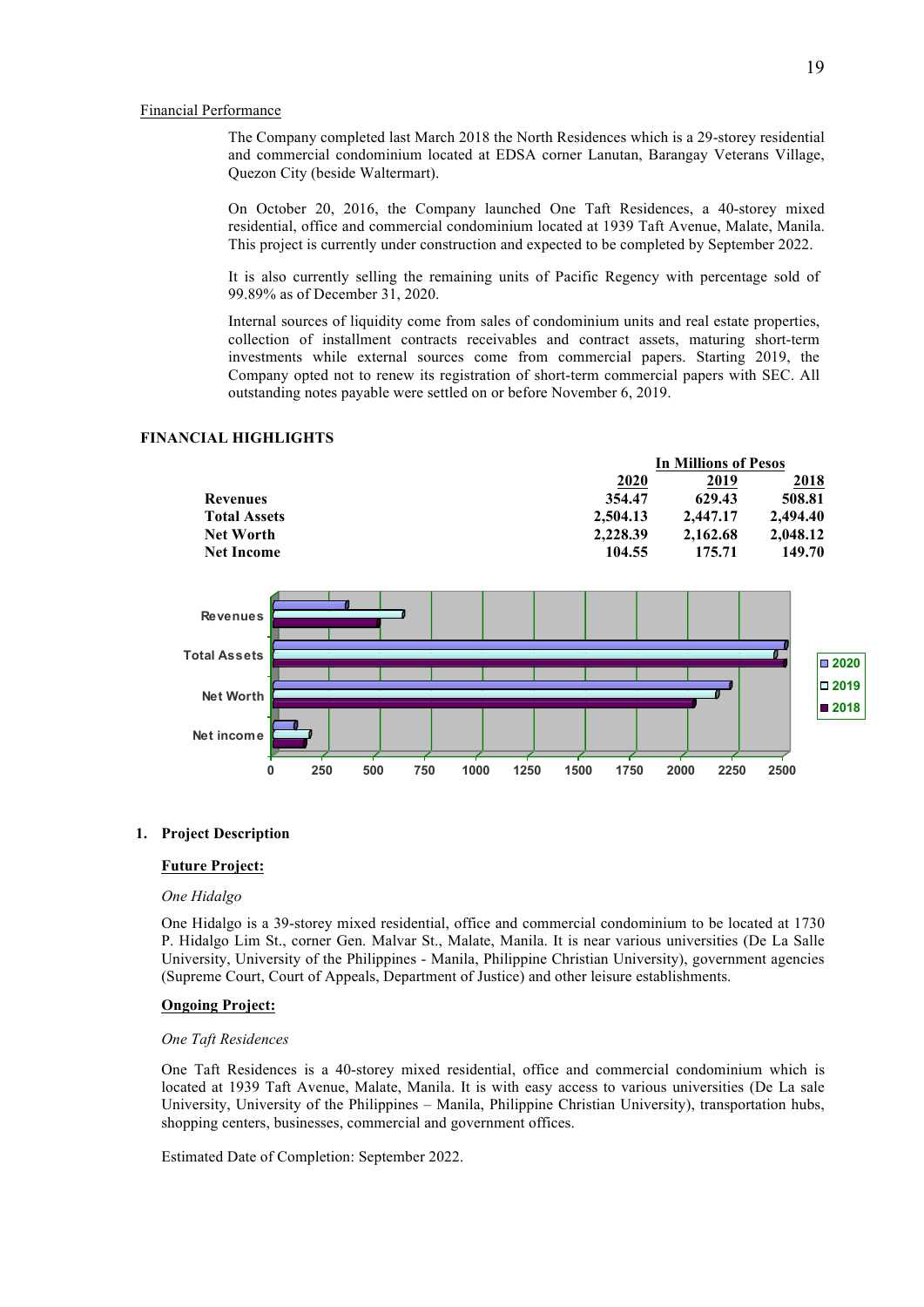Financial Performance

The Company completed last March 2018 the North Residences which is a 29-storey residential and commercial condominium located at EDSA corner Lanutan, Barangay Veterans Village, Quezon City (beside Waltermart).

On October 20, 2016, the Company launched One Taft Residences, a 40-storey mixed residential, office and commercial condominium located at 1939 Taft Avenue, Malate, Manila. This project is currently under construction and expected to be completed by September 2022.

It is also currently selling the remaining units of Pacific Regency with percentage sold of 99.89% as of December 31, 2020.

Internal sources of liquidity come from sales of condominium units and real estate properties, collection of installment contracts receivables and contract assets, maturing short-term investments while external sources come from commercial papers. Starting 2019, the Company opted not to renew its registration of short-term commercial papers with SEC. All outstanding notes payable were settled on or before November 6, 2019.

**FINANCIAL HIGHLIGHTS**

| | In Millions of Pesos | | |
|---|---|---|---|
| | **2020** | **2019** | **2018** |
| **Revenues** | **354.47** | **629.43** | **508.81** |
| **Total Assets** | **2,504.13** | **2,447.17** | **2,494.40** |
| **Net Worth** | **2,228.39** | **2,162.68** | **2,048.12** |
| **Net Income** | **104.55** | **175.71** | **149.70** |

Revenues
Total Assets
Net Worth
Net income
0 250 500 750 1000 1250 1500 1750 2000 2250 2500
2020
2019
2018

**1. Project Description**

**Future Project:**

*One Hidalgo*

One Hidalgo is a 39-storey mixed residential, office and commercial condominium to be located at 1730 P. Hidalgo Lim St., corner Gen. Malvar St., Malate, Manila. It is near various universities (De La Salle University, University of the Philippines - Manila, Philippine Christian University), government agencies (Supreme Court, Court of Appeals, Department of Justice) and other leisure establishments.

**Ongoing Project:**

*One Taft Residences*

One Taft Residences is a 40-storey mixed residential, office and commercial condominium which is located at 1939 Taft Avenue, Malate, Manila. It is with easy access to various universities (De La sale University, University of the Philippines – Manila, Philippine Christian University), transportation hubs, shopping centers, businesses, commercial and government offices.

Estimated Date of Completion: September 2022.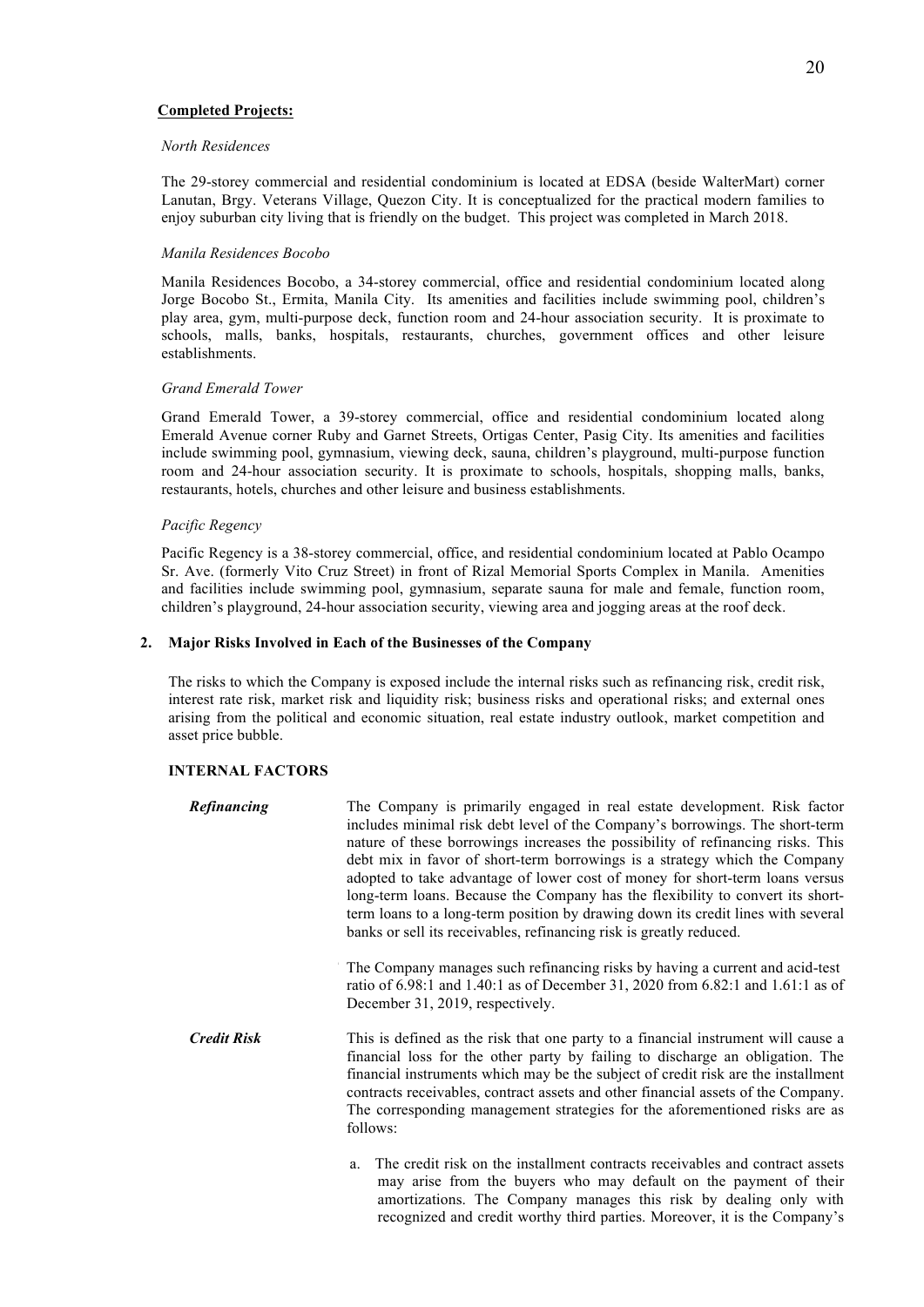**Completed Projects:**

*North Residences*

The 29-storey commercial and residential condominium is located at EDSA (beside WalterMart) corner Lanutan, Brgy. Veterans Village, Quezon City. It is conceptualized for the practical modern families to enjoy suburban city living that is friendly on the budget. This project was completed in March 2018.

*Manila Residences Bocobo*

Manila Residences Bocobo, a 34-storey commercial, office and residential condominium located along Jorge Bocobo St., Ermita, Manila City. Its amenities and facilities include swimming pool, children's play area, gym, multi-purpose deck, function room and 24-hour association security. It is proximate to schools, malls, banks, hospitals, restaurants, churches, government offices and other leisure establishments.

*Grand Emerald Tower*

Grand Emerald Tower, a 39-storey commercial, office and residential condominium located along Emerald Avenue corner Ruby and Garnet Streets, Ortigas Center, Pasig City. Its amenities and facilities include swimming pool, gymnasium, viewing deck, sauna, children's playground, multi-purpose function room and 24-hour association security. It is proximate to schools, hospitals, shopping malls, banks, restaurants, hotels, churches and other leisure and business establishments.

*Pacific Regency*

Pacific Regency is a 38-storey commercial, office, and residential condominium located at Pablo Ocampo Sr. Ave. (formerly Vito Cruz Street) in front of Rizal Memorial Sports Complex in Manila. Amenities and facilities include swimming pool, gymnasium, separate sauna for male and female, function room, children's playground, 24-hour association security, viewing area and jogging areas at the roof deck.

**2. Major Risks Involved in Each of the Businesses of the Company**

The risks to which the Company is exposed include the internal risks such as refinancing risk, credit risk, interest rate risk, market risk and liquidity risk; business risks and operational risks; and external ones arising from the political and economic situation, real estate industry outlook, market competition and asset price bubble.

**INTERNAL FACTORS**

***Refinancing***

The Company is primarily engaged in real estate development. Risk factor includes minimal risk debt level of the Company's borrowings. The short-term nature of these borrowings increases the possibility of refinancing risks. This debt mix in favor of short-term borrowings is a strategy which the Company adopted to take advantage of lower cost of money for short-term loans versus long-term loans. Because the Company has the flexibility to convert its short-term loans to a long-term position by drawing down its credit lines with several banks or sell its receivables, refinancing risk is greatly reduced.

The Company manages such refinancing risks by having a current and acid-test ratio of 6.98:1 and 1.40:1 as of December 31, 2020 from 6.82:1 and 1.61:1 as of December 31, 2019, respectively.

***Credit Risk***

This is defined as the risk that one party to a financial instrument will cause a financial loss for the other party by failing to discharge an obligation. The financial instruments which may be the subject of credit risk are the installment contracts receivables, contract assets and other financial assets of the Company. The corresponding management strategies for the aforementioned risks are as follows:

a. The credit risk on the installment contracts receivables and contract assets may arise from the buyers who may default on the payment of their amortizations. The Company manages this risk by dealing only with recognized and credit worthy third parties. Moreover, it is the Company's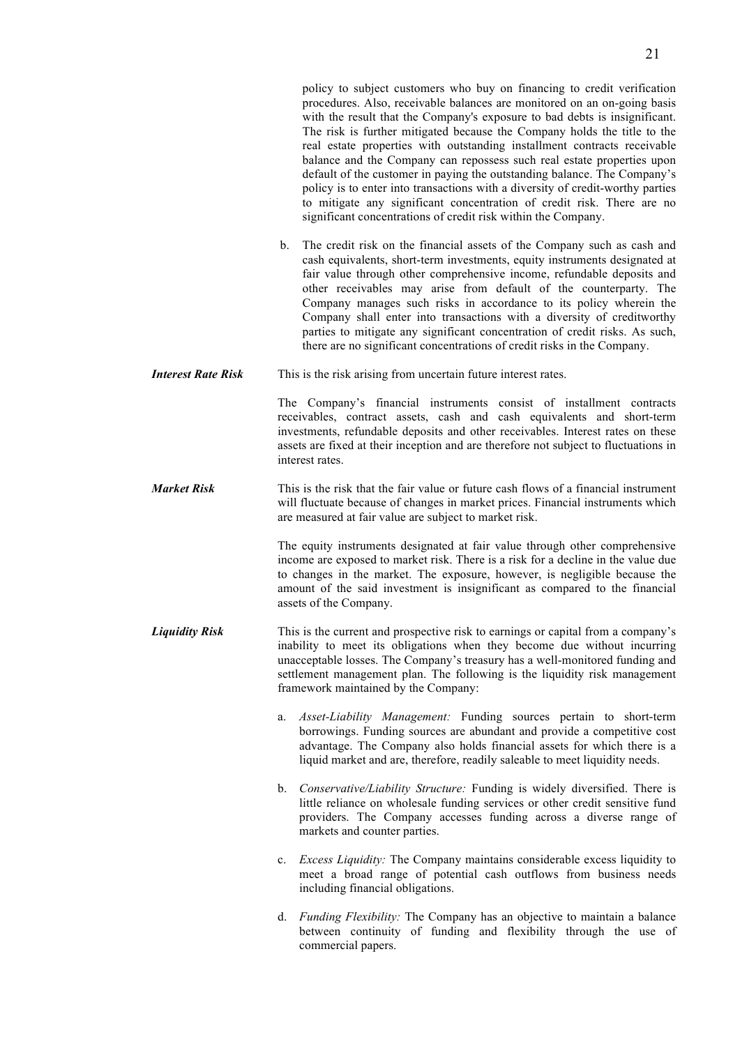policy to subject customers who buy on financing to credit verification procedures. Also, receivable balances are monitored on an on-going basis with the result that the Company's exposure to bad debts is insignificant. The risk is further mitigated because the Company holds the title to the real estate properties with outstanding installment contracts receivable balance and the Company can repossess such real estate properties upon default of the customer in paying the outstanding balance. The Company's policy is to enter into transactions with a diversity of credit-worthy parties to mitigate any significant concentration of credit risk. There are no significant concentrations of credit risk within the Company.

b. The credit risk on the financial assets of the Company such as cash and cash equivalents, short-term investments, equity instruments designated at fair value through other comprehensive income, refundable deposits and other receivables may arise from default of the counterparty. The Company manages such risks in accordance to its policy wherein the Company shall enter into transactions with a diversity of creditworthy parties to mitigate any significant concentration of credit risks. As such, there are no significant concentrations of credit risks in the Company.

***Interest Rate Risk*** This is the risk arising from uncertain future interest rates.

The Company's financial instruments consist of installment contracts receivables, contract assets, cash and cash equivalents and short-term investments, refundable deposits and other receivables. Interest rates on these assets are fixed at their inception and are therefore not subject to fluctuations in interest rates.

***Market Risk*** This is the risk that the fair value or future cash flows of a financial instrument will fluctuate because of changes in market prices. Financial instruments which are measured at fair value are subject to market risk.

The equity instruments designated at fair value through other comprehensive income are exposed to market risk. There is a risk for a decline in the value due to changes in the market. The exposure, however, is negligible because the amount of the said investment is insignificant as compared to the financial assets of the Company.

***Liquidity Risk*** This is the current and prospective risk to earnings or capital from a company's inability to meet its obligations when they become due without incurring unacceptable losses. The Company's treasury has a well-monitored funding and settlement management plan. The following is the liquidity risk management framework maintained by the Company:

a. *Asset-Liability Management:* Funding sources pertain to short-term borrowings. Funding sources are abundant and provide a competitive cost advantage. The Company also holds financial assets for which there is a liquid market and are, therefore, readily saleable to meet liquidity needs.

b. *Conservative/Liability Structure:* Funding is widely diversified. There is little reliance on wholesale funding services or other credit sensitive fund providers. The Company accesses funding across a diverse range of markets and counter parties.

c. *Excess Liquidity:* The Company maintains considerable excess liquidity to meet a broad range of potential cash outflows from business needs including financial obligations.

d. *Funding Flexibility:* The Company has an objective to maintain a balance between continuity of funding and flexibility through the use of commercial papers.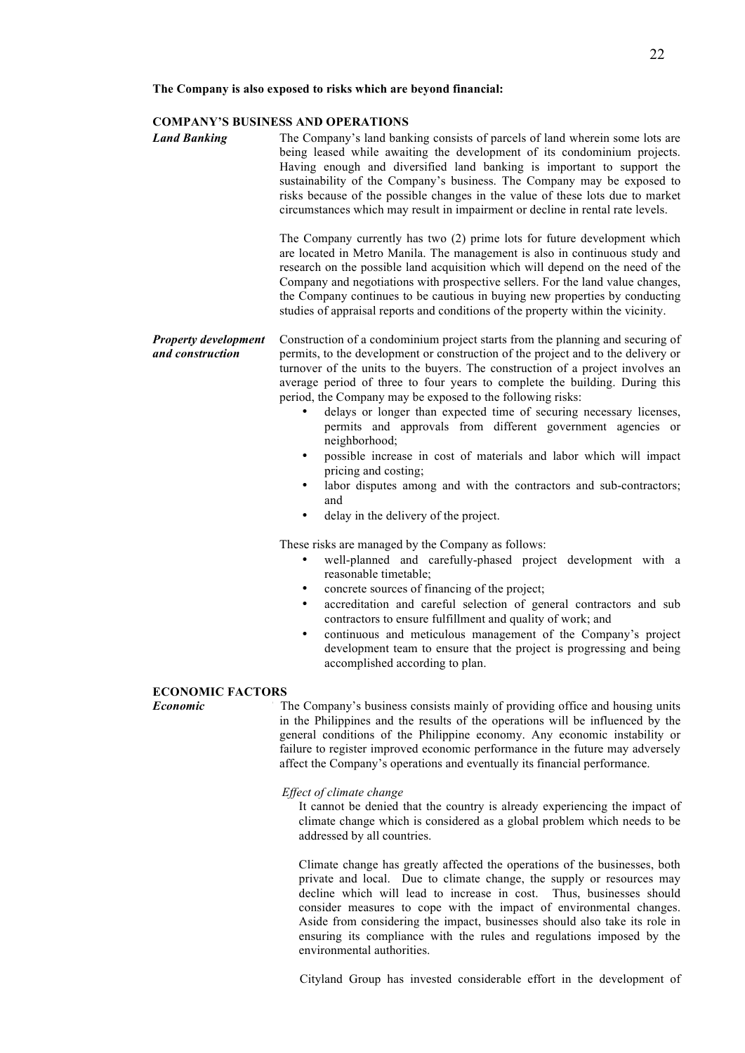**The Company is also exposed to risks which are beyond financial:**

**COMPANY'S BUSINESS AND OPERATIONS**

***Land Banking***

The Company's land banking consists of parcels of land wherein some lots are being leased while awaiting the development of its condominium projects. Having enough and diversified land banking is important to support the sustainability of the Company's business. The Company may be exposed to risks because of the possible changes in the value of these lots due to market circumstances which may result in impairment or decline in rental rate levels.

The Company currently has two (2) prime lots for future development which are located in Metro Manila. The management is also in continuous study and research on the possible land acquisition which will depend on the need of the Company and negotiations with prospective sellers. For the land value changes, the Company continues to be cautious in buying new properties by conducting studies of appraisal reports and conditions of the property within the vicinity.

***Property development and construction***

Construction of a condominium project starts from the planning and securing of permits, to the development or construction of the project and to the delivery or turnover of the units to the buyers. The construction of a project involves an average period of three to four years to complete the building. During this period, the Company may be exposed to the following risks:

- delays or longer than expected time of securing necessary licenses, permits and approvals from different government agencies or neighborhood;
- possible increase in cost of materials and labor which will impact pricing and costing;
- labor disputes among and with the contractors and sub-contractors; and
- delay in the delivery of the project.

These risks are managed by the Company as follows:

- well-planned and carefully-phased project development with a reasonable timetable;
- concrete sources of financing of the project;
- accreditation and careful selection of general contractors and sub contractors to ensure fulfillment and quality of work; and
- continuous and meticulous management of the Company's project development team to ensure that the project is progressing and being accomplished according to plan.

**ECONOMIC FACTORS**

***Economic***

The Company's business consists mainly of providing office and housing units in the Philippines and the results of the operations will be influenced by the general conditions of the Philippine economy. Any economic instability or failure to register improved economic performance in the future may adversely affect the Company's operations and eventually its financial performance.

*Effect of climate change*

It cannot be denied that the country is already experiencing the impact of climate change which is considered as a global problem which needs to be addressed by all countries.

Climate change has greatly affected the operations of the businesses, both private and local. Due to climate change, the supply or resources may decline which will lead to increase in cost. Thus, businesses should consider measures to cope with the impact of environmental changes. Aside from considering the impact, businesses should also take its role in ensuring its compliance with the rules and regulations imposed by the environmental authorities.

Cityland Group has invested considerable effort in the development of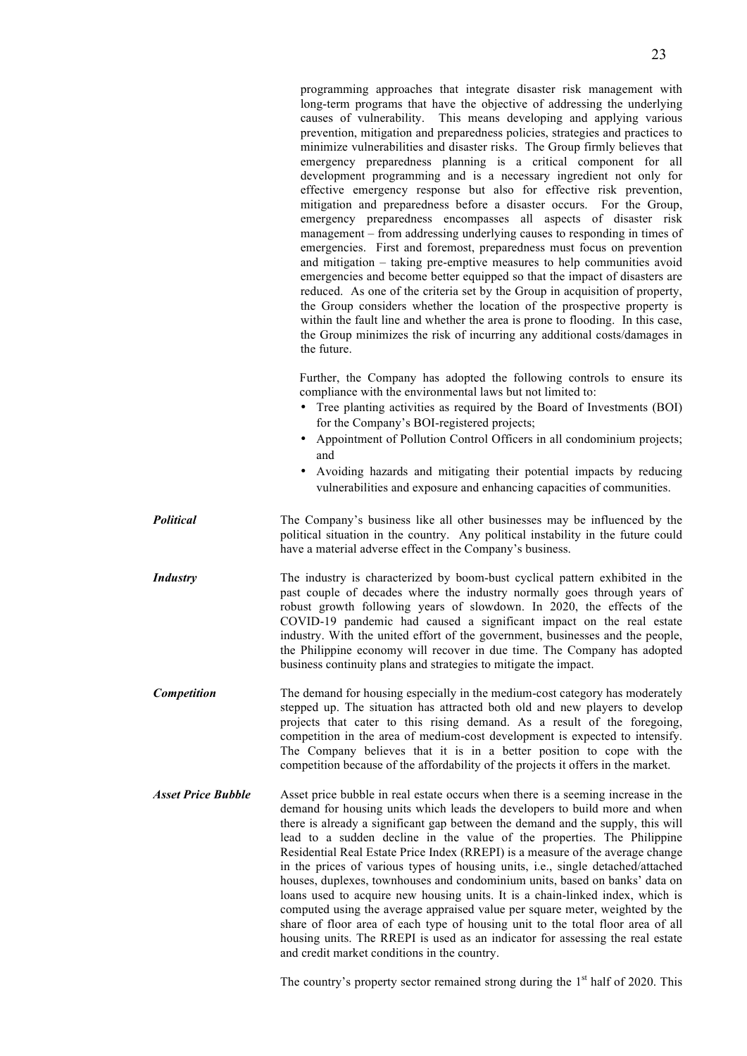programming approaches that integrate disaster risk management with long-term programs that have the objective of addressing the underlying causes of vulnerability. This means developing and applying various prevention, mitigation and preparedness policies, strategies and practices to minimize vulnerabilities and disaster risks. The Group firmly believes that emergency preparedness planning is a critical component for all development programming and is a necessary ingredient not only for effective emergency response but also for effective risk prevention, mitigation and preparedness before a disaster occurs. For the Group, emergency preparedness encompasses all aspects of disaster risk management – from addressing underlying causes to responding in times of emergencies. First and foremost, preparedness must focus on prevention and mitigation – taking pre-emptive measures to help communities avoid emergencies and become better equipped so that the impact of disasters are reduced. As one of the criteria set by the Group in acquisition of property, the Group considers whether the location of the prospective property is within the fault line and whether the area is prone to flooding. In this case, the Group minimizes the risk of incurring any additional costs/damages in the future.

Further, the Company has adopted the following controls to ensure its compliance with the environmental laws but not limited to:

- Tree planting activities as required by the Board of Investments (BOI) for the Company's BOI-registered projects;
- Appointment of Pollution Control Officers in all condominium projects; and
- Avoiding hazards and mitigating their potential impacts by reducing vulnerabilities and exposure and enhancing capacities of communities.

***Political***

The Company's business like all other businesses may be influenced by the political situation in the country. Any political instability in the future could have a material adverse effect in the Company's business.

***Industry***

The industry is characterized by boom-bust cyclical pattern exhibited in the past couple of decades where the industry normally goes through years of robust growth following years of slowdown. In 2020, the effects of the COVID-19 pandemic had caused a significant impact on the real estate industry. With the united effort of the government, businesses and the people, the Philippine economy will recover in due time. The Company has adopted business continuity plans and strategies to mitigate the impact.

***Competition***

The demand for housing especially in the medium-cost category has moderately stepped up. The situation has attracted both old and new players to develop projects that cater to this rising demand. As a result of the foregoing, competition in the area of medium-cost development is expected to intensify. The Company believes that it is in a better position to cope with the competition because of the affordability of the projects it offers in the market.

***Asset Price Bubble***

Asset price bubble in real estate occurs when there is a seeming increase in the demand for housing units which leads the developers to build more and when there is already a significant gap between the demand and the supply, this will lead to a sudden decline in the value of the properties. The Philippine Residential Real Estate Price Index (RREPI) is a measure of the average change in the prices of various types of housing units, i.e., single detached/attached houses, duplexes, townhouses and condominium units, based on banks' data on loans used to acquire new housing units. It is a chain-linked index, which is computed using the average appraised value per square meter, weighted by the share of floor area of each type of housing unit to the total floor area of all housing units. The RREPI is used as an indicator for assessing the real estate and credit market conditions in the country.

The country's property sector remained strong during the 1st half of 2020. This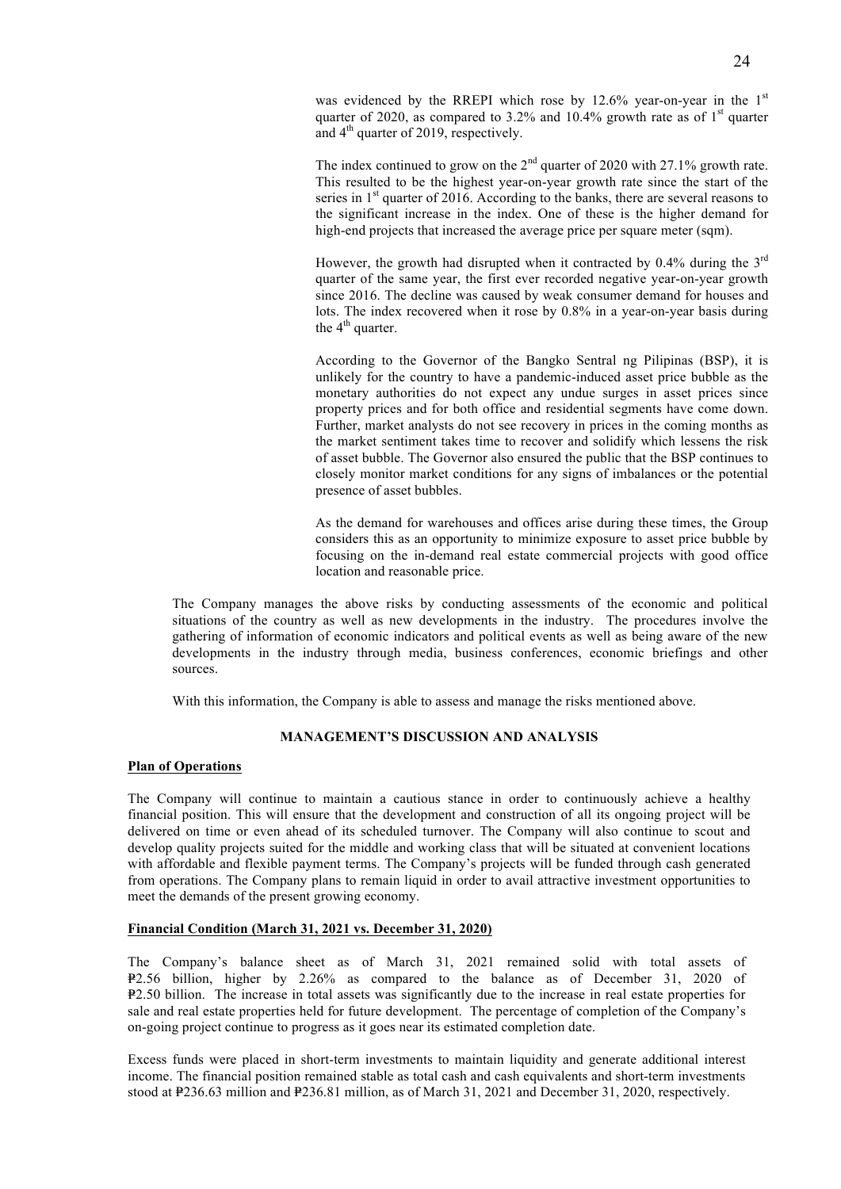was evidenced by the RREPI which rose by 12.6% year-on-year in the 1st quarter of 2020, as compared to 3.2% and 10.4% growth rate as of 1st quarter and 4th quarter of 2019, respectively.

The index continued to grow on the 2nd quarter of 2020 with 27.1% growth rate. This resulted to be the highest year-on-year growth rate since the start of the series in 1st quarter of 2016. According to the banks, there are several reasons to the significant increase in the index. One of these is the higher demand for high-end projects that increased the average price per square meter (sqm).

However, the growth had disrupted when it contracted by 0.4% during the 3rd quarter of the same year, the first ever recorded negative year-on-year growth since 2016. The decline was caused by weak consumer demand for houses and lots. The index recovered when it rose by 0.8% in a year-on-year basis during the 4th quarter.

According to the Governor of the Bangko Sentral ng Pilipinas (BSP), it is unlikely for the country to have a pandemic-induced asset price bubble as the monetary authorities do not expect any undue surges in asset prices since property prices and for both office and residential segments have come down. Further, market analysts do not see recovery in prices in the coming months as the market sentiment takes time to recover and solidify which lessens the risk of asset bubble. The Governor also ensured the public that the BSP continues to closely monitor market conditions for any signs of imbalances or the potential presence of asset bubbles.

As the demand for warehouses and offices arise during these times, the Group considers this as an opportunity to minimize exposure to asset price bubble by focusing on the in-demand real estate commercial projects with good office location and reasonable price.

The Company manages the above risks by conducting assessments of the economic and political situations of the country as well as new developments in the industry. The procedures involve the gathering of information of economic indicators and political events as well as being aware of the new developments in the industry through media, business conferences, economic briefings and other sources.

With this information, the Company is able to assess and manage the risks mentioned above.

## MANAGEMENT'S DISCUSSION AND ANALYSIS

**Plan of Operations**

The Company will continue to maintain a cautious stance in order to continuously achieve a healthy financial position. This will ensure that the development and construction of all its ongoing project will be delivered on time or even ahead of its scheduled turnover. The Company will also continue to scout and develop quality projects suited for the middle and working class that will be situated at convenient locations with affordable and flexible payment terms. The Company's projects will be funded through cash generated from operations. The Company plans to remain liquid in order to avail attractive investment opportunities to meet the demands of the present growing economy.

**Financial Condition (March 31, 2021 vs. December 31, 2020)**

The Company's balance sheet as of March 31, 2021 remained solid with total assets of ₱2.56 billion, higher by 2.26% as compared to the balance as of December 31, 2020 of ₱2.50 billion. The increase in total assets was significantly due to the increase in real estate properties for sale and real estate properties held for future development. The percentage of completion of the Company's on-going project continue to progress as it goes near its estimated completion date.

Excess funds were placed in short-term investments to maintain liquidity and generate additional interest income. The financial position remained stable as total cash and cash equivalents and short-term investments stood at ₱236.63 million and ₱236.81 million, as of March 31, 2021 and December 31, 2020, respectively.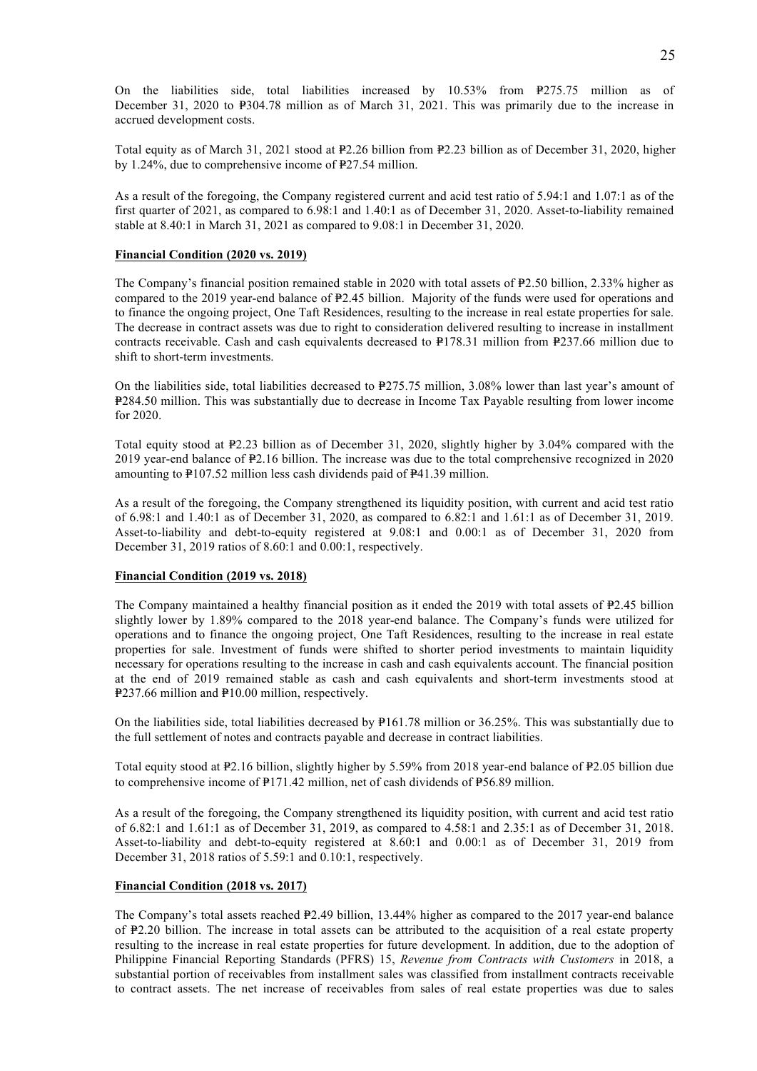On the liabilities side, total liabilities increased by 10.53% from ₱275.75 million as of December 31, 2020 to ₱304.78 million as of March 31, 2021. This was primarily due to the increase in accrued development costs.

Total equity as of March 31, 2021 stood at ₱2.26 billion from ₱2.23 billion as of December 31, 2020, higher by 1.24%, due to comprehensive income of ₱27.54 million.

As a result of the foregoing, the Company registered current and acid test ratio of 5.94:1 and 1.07:1 as of the first quarter of 2021, as compared to 6.98:1 and 1.40:1 as of December 31, 2020. Asset-to-liability remained stable at 8.40:1 in March 31, 2021 as compared to 9.08:1 in December 31, 2020.

**Financial Condition (2020 vs. 2019)**

The Company's financial position remained stable in 2020 with total assets of ₱2.50 billion, 2.33% higher as compared to the 2019 year-end balance of ₱2.45 billion. Majority of the funds were used for operations and to finance the ongoing project, One Taft Residences, resulting to the increase in real estate properties for sale. The decrease in contract assets was due to right to consideration delivered resulting to increase in installment contracts receivable. Cash and cash equivalents decreased to ₱178.31 million from ₱237.66 million due to shift to short-term investments.

On the liabilities side, total liabilities decreased to ₱275.75 million, 3.08% lower than last year's amount of ₱284.50 million. This was substantially due to decrease in Income Tax Payable resulting from lower income for 2020.

Total equity stood at ₱2.23 billion as of December 31, 2020, slightly higher by 3.04% compared with the 2019 year-end balance of ₱2.16 billion. The increase was due to the total comprehensive recognized in 2020 amounting to ₱107.52 million less cash dividends paid of ₱41.39 million.

As a result of the foregoing, the Company strengthened its liquidity position, with current and acid test ratio of 6.98:1 and 1.40:1 as of December 31, 2020, as compared to 6.82:1 and 1.61:1 as of December 31, 2019. Asset-to-liability and debt-to-equity registered at 9.08:1 and 0.00:1 as of December 31, 2020 from December 31, 2019 ratios of 8.60:1 and 0.00:1, respectively.

**Financial Condition (2019 vs. 2018)**

The Company maintained a healthy financial position as it ended the 2019 with total assets of ₱2.45 billion slightly lower by 1.89% compared to the 2018 year-end balance. The Company's funds were utilized for operations and to finance the ongoing project, One Taft Residences, resulting to the increase in real estate properties for sale. Investment of funds were shifted to shorter period investments to maintain liquidity necessary for operations resulting to the increase in cash and cash equivalents account. The financial position at the end of 2019 remained stable as cash and cash equivalents and short-term investments stood at ₱237.66 million and ₱10.00 million, respectively.

On the liabilities side, total liabilities decreased by ₱161.78 million or 36.25%. This was substantially due to the full settlement of notes and contracts payable and decrease in contract liabilities.

Total equity stood at ₱2.16 billion, slightly higher by 5.59% from 2018 year-end balance of ₱2.05 billion due to comprehensive income of ₱171.42 million, net of cash dividends of ₱56.89 million.

As a result of the foregoing, the Company strengthened its liquidity position, with current and acid test ratio of 6.82:1 and 1.61:1 as of December 31, 2019, as compared to 4.58:1 and 2.35:1 as of December 31, 2018. Asset-to-liability and debt-to-equity registered at 8.60:1 and 0.00:1 as of December 31, 2019 from December 31, 2018 ratios of 5.59:1 and 0.10:1, respectively.

**Financial Condition (2018 vs. 2017)**

The Company's total assets reached ₱2.49 billion, 13.44% higher as compared to the 2017 year-end balance of ₱2.20 billion. The increase in total assets can be attributed to the acquisition of a real estate property resulting to the increase in real estate properties for future development. In addition, due to the adoption of Philippine Financial Reporting Standards (PFRS) 15, *Revenue from Contracts with Customers* in 2018, a substantial portion of receivables from installment sales was classified from installment contracts receivable to contract assets. The net increase of receivables from sales of real estate properties was due to sales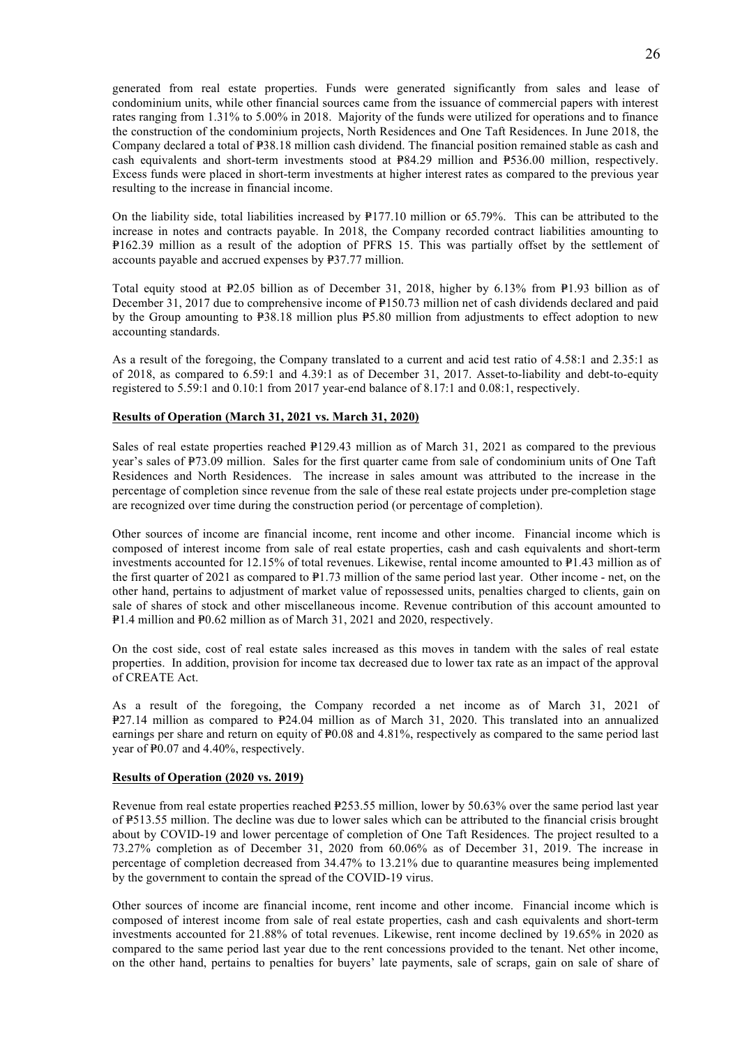generated from real estate properties. Funds were generated significantly from sales and lease of condominium units, while other financial sources came from the issuance of commercial papers with interest rates ranging from 1.31% to 5.00% in 2018. Majority of the funds were utilized for operations and to finance the construction of the condominium projects, North Residences and One Taft Residences. In June 2018, the Company declared a total of ₱38.18 million cash dividend. The financial position remained stable as cash and cash equivalents and short-term investments stood at ₱84.29 million and ₱536.00 million, respectively. Excess funds were placed in short-term investments at higher interest rates as compared to the previous year resulting to the increase in financial income.

On the liability side, total liabilities increased by ₱177.10 million or 65.79%. This can be attributed to the increase in notes and contracts payable. In 2018, the Company recorded contract liabilities amounting to ₱162.39 million as a result of the adoption of PFRS 15. This was partially offset by the settlement of accounts payable and accrued expenses by ₱37.77 million.

Total equity stood at ₱2.05 billion as of December 31, 2018, higher by 6.13% from ₱1.93 billion as of December 31, 2017 due to comprehensive income of ₱150.73 million net of cash dividends declared and paid by the Group amounting to ₱38.18 million plus ₱5.80 million from adjustments to effect adoption to new accounting standards.

As a result of the foregoing, the Company translated to a current and acid test ratio of 4.58:1 and 2.35:1 as of 2018, as compared to 6.59:1 and 4.39:1 as of December 31, 2017. Asset-to-liability and debt-to-equity registered to 5.59:1 and 0.10:1 from 2017 year-end balance of 8.17:1 and 0.08:1, respectively.

**Results of Operation (March 31, 2021 vs. March 31, 2020)**

Sales of real estate properties reached ₱129.43 million as of March 31, 2021 as compared to the previous year's sales of ₱73.09 million. Sales for the first quarter came from sale of condominium units of One Taft Residences and North Residences. The increase in sales amount was attributed to the increase in the percentage of completion since revenue from the sale of these real estate projects under pre-completion stage are recognized over time during the construction period (or percentage of completion).

Other sources of income are financial income, rent income and other income. Financial income which is composed of interest income from sale of real estate properties, cash and cash equivalents and short-term investments accounted for 12.15% of total revenues. Likewise, rental income amounted to ₱1.43 million as of the first quarter of 2021 as compared to ₱1.73 million of the same period last year. Other income - net, on the other hand, pertains to adjustment of market value of repossessed units, penalties charged to clients, gain on sale of shares of stock and other miscellaneous income. Revenue contribution of this account amounted to ₱1.4 million and ₱0.62 million as of March 31, 2021 and 2020, respectively.

On the cost side, cost of real estate sales increased as this moves in tandem with the sales of real estate properties. In addition, provision for income tax decreased due to lower tax rate as an impact of the approval of CREATE Act.

As a result of the foregoing, the Company recorded a net income as of March 31, 2021 of ₱27.14 million as compared to ₱24.04 million as of March 31, 2020. This translated into an annualized earnings per share and return on equity of ₱0.08 and 4.81%, respectively as compared to the same period last year of ₱0.07 and 4.40%, respectively.

**Results of Operation (2020 vs. 2019)**

Revenue from real estate properties reached ₱253.55 million, lower by 50.63% over the same period last year of ₱513.55 million. The decline was due to lower sales which can be attributed to the financial crisis brought about by COVID-19 and lower percentage of completion of One Taft Residences. The project resulted to a 73.27% completion as of December 31, 2020 from 60.06% as of December 31, 2019. The increase in percentage of completion decreased from 34.47% to 13.21% due to quarantine measures being implemented by the government to contain the spread of the COVID-19 virus.

Other sources of income are financial income, rent income and other income. Financial income which is composed of interest income from sale of real estate properties, cash and cash equivalents and short-term investments accounted for 21.88% of total revenues. Likewise, rent income declined by 19.65% in 2020 as compared to the same period last year due to the rent concessions provided to the tenant. Net other income, on the other hand, pertains to penalties for buyers' late payments, sale of scraps, gain on sale of share of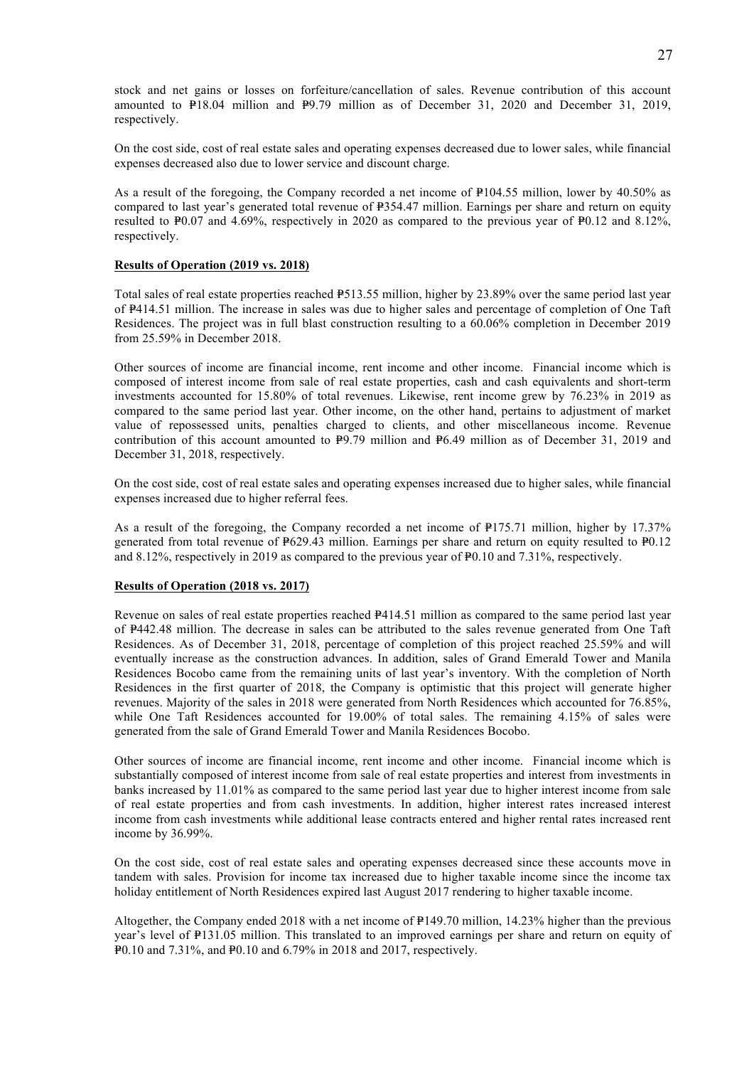stock and net gains or losses on forfeiture/cancellation of sales. Revenue contribution of this account amounted to ₱18.04 million and ₱9.79 million as of December 31, 2020 and December 31, 2019, respectively.

On the cost side, cost of real estate sales and operating expenses decreased due to lower sales, while financial expenses decreased also due to lower service and discount charge.

As a result of the foregoing, the Company recorded a net income of ₱104.55 million, lower by 40.50% as compared to last year's generated total revenue of ₱354.47 million. Earnings per share and return on equity resulted to ₱0.07 and 4.69%, respectively in 2020 as compared to the previous year of ₱0.12 and 8.12%, respectively.

**Results of Operation (2019 vs. 2018)**

Total sales of real estate properties reached ₱513.55 million, higher by 23.89% over the same period last year of ₱414.51 million. The increase in sales was due to higher sales and percentage of completion of One Taft Residences. The project was in full blast construction resulting to a 60.06% completion in December 2019 from 25.59% in December 2018.

Other sources of income are financial income, rent income and other income. Financial income which is composed of interest income from sale of real estate properties, cash and cash equivalents and short-term investments accounted for 15.80% of total revenues. Likewise, rent income grew by 76.23% in 2019 as compared to the same period last year. Other income, on the other hand, pertains to adjustment of market value of repossessed units, penalties charged to clients, and other miscellaneous income. Revenue contribution of this account amounted to ₱9.79 million and ₱6.49 million as of December 31, 2019 and December 31, 2018, respectively.

On the cost side, cost of real estate sales and operating expenses increased due to higher sales, while financial expenses increased due to higher referral fees.

As a result of the foregoing, the Company recorded a net income of ₱175.71 million, higher by 17.37% generated from total revenue of ₱629.43 million. Earnings per share and return on equity resulted to ₱0.12 and 8.12%, respectively in 2019 as compared to the previous year of ₱0.10 and 7.31%, respectively.

**Results of Operation (2018 vs. 2017)**

Revenue on sales of real estate properties reached ₱414.51 million as compared to the same period last year of ₱442.48 million. The decrease in sales can be attributed to the sales revenue generated from One Taft Residences. As of December 31, 2018, percentage of completion of this project reached 25.59% and will eventually increase as the construction advances. In addition, sales of Grand Emerald Tower and Manila Residences Bocobo came from the remaining units of last year's inventory. With the completion of North Residences in the first quarter of 2018, the Company is optimistic that this project will generate higher revenues. Majority of the sales in 2018 were generated from North Residences which accounted for 76.85%, while One Taft Residences accounted for 19.00% of total sales. The remaining 4.15% of sales were generated from the sale of Grand Emerald Tower and Manila Residences Bocobo.

Other sources of income are financial income, rent income and other income. Financial income which is substantially composed of interest income from sale of real estate properties and interest from investments in banks increased by 11.01% as compared to the same period last year due to higher interest income from sale of real estate properties and from cash investments. In addition, higher interest rates increased interest income from cash investments while additional lease contracts entered and higher rental rates increased rent income by 36.99%.

On the cost side, cost of real estate sales and operating expenses decreased since these accounts move in tandem with sales. Provision for income tax increased due to higher taxable income since the income tax holiday entitlement of North Residences expired last August 2017 rendering to higher taxable income.

Altogether, the Company ended 2018 with a net income of ₱149.70 million, 14.23% higher than the previous year's level of ₱131.05 million. This translated to an improved earnings per share and return on equity of ₱0.10 and 7.31%, and ₱0.10 and 6.79% in 2018 and 2017, respectively.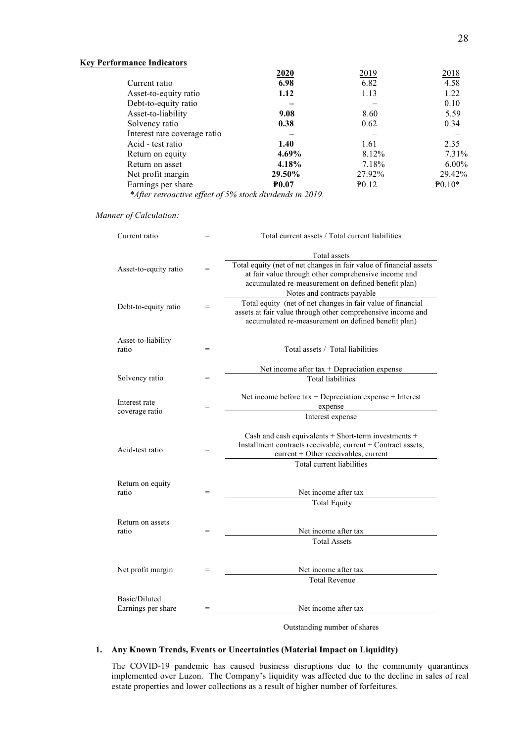**Key Performance Indicators**

| | **2020** | 2019 | 2018 |
|---|---|---|---|
| Current ratio | **6.98** | 6.82 | 4.58 |
| Asset-to-equity ratio | **1.12** | 1.13 | 1.22 |
| Debt-to-equity ratio | **–** | – | 0.10 |
| Asset-to-liability | **9.08** | 8.60 | 5.59 |
| Solvency ratio | **0.38** | 0.62 | 0.34 |
| Interest rate coverage ratio | **–** | – | – |
| Acid - test ratio | **1.40** | 1.61 | 2.35 |
| Return on equity | **4.69%** | 8.12% | 7.31% |
| Return on asset | **4.18%** | 7.18% | 6.00% |
| Net profit margin | **29.50%** | 27.92% | 29.42% |
| Earnings per share | **₱0.07** | ₱0.12 | ₱0.10* |

*\*After retroactive effect of 5% stock dividends in 2019.*

*Manner of Calculation:*

| | | |
|---|---|---|
| Current ratio | = | Total current assets / Total current liabilities |
| Asset-to-equity ratio | = | Total assets / Total equity (net of net changes in fair value of financial assets at fair value through other comprehensive income and accumulated re-measurement on defined benefit plan) |
| Debt-to-equity ratio | = | Notes and contracts payable / Total equity (net of net changes in fair value of financial assets at fair value through other comprehensive income and accumulated re-measurement on defined benefit plan) |
| Asset-to-liability ratio | = | Total assets / Total liabilities |
| Solvency ratio | = | Net income after tax + Depreciation expense / Total liabilities |
| Interest rate coverage ratio | = | Net income before tax + Depreciation expense + Interest expense / Interest expense |
| Acid-test ratio | = | Cash and cash equivalents + Short-term investments + Installment contracts receivable, current + Contract assets, current + Other receivables, current / Total current liabilities |
| Return on equity ratio | = | Net income after tax / Total Equity |
| Return on assets ratio | = | Net income after tax / Total Assets |
| Net profit margin | = | Net income after tax / Total Revenue |
| Basic/Diluted Earnings per share | = | Net income after tax / Outstanding number of shares |

**1. Any Known Trends, Events or Uncertainties (Material Impact on Liquidity)**

The COVID-19 pandemic has caused business disruptions due to the community quarantines implemented over Luzon. The Company's liquidity was affected due to the decline in sales of real estate properties and lower collections as a result of higher number of forfeitures.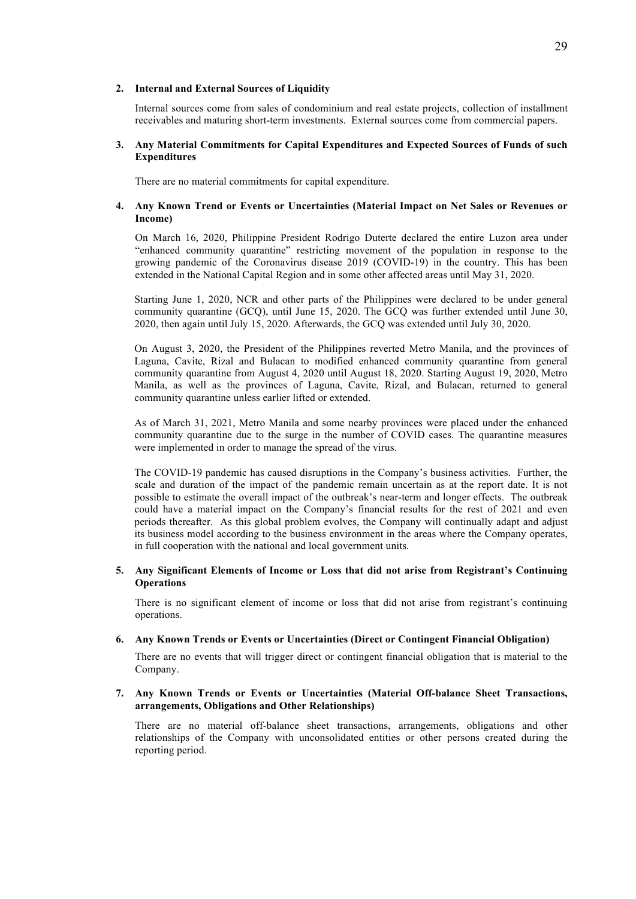**2. Internal and External Sources of Liquidity**

Internal sources come from sales of condominium and real estate projects, collection of installment receivables and maturing short-term investments. External sources come from commercial papers.

**3. Any Material Commitments for Capital Expenditures and Expected Sources of Funds of such Expenditures**

There are no material commitments for capital expenditure.

**4. Any Known Trend or Events or Uncertainties (Material Impact on Net Sales or Revenues or Income)**

On March 16, 2020, Philippine President Rodrigo Duterte declared the entire Luzon area under "enhanced community quarantine" restricting movement of the population in response to the growing pandemic of the Coronavirus disease 2019 (COVID-19) in the country. This has been extended in the National Capital Region and in some other affected areas until May 31, 2020.

Starting June 1, 2020, NCR and other parts of the Philippines were declared to be under general community quarantine (GCQ), until June 15, 2020. The GCQ was further extended until June 30, 2020, then again until July 15, 2020. Afterwards, the GCQ was extended until July 30, 2020.

On August 3, 2020, the President of the Philippines reverted Metro Manila, and the provinces of Laguna, Cavite, Rizal and Bulacan to modified enhanced community quarantine from general community quarantine from August 4, 2020 until August 18, 2020. Starting August 19, 2020, Metro Manila, as well as the provinces of Laguna, Cavite, Rizal, and Bulacan, returned to general community quarantine unless earlier lifted or extended.

As of March 31, 2021, Metro Manila and some nearby provinces were placed under the enhanced community quarantine due to the surge in the number of COVID cases. The quarantine measures were implemented in order to manage the spread of the virus.

The COVID-19 pandemic has caused disruptions in the Company's business activities. Further, the scale and duration of the impact of the pandemic remain uncertain as at the report date. It is not possible to estimate the overall impact of the outbreak's near-term and longer effects. The outbreak could have a material impact on the Company's financial results for the rest of 2021 and even periods thereafter. As this global problem evolves, the Company will continually adapt and adjust its business model according to the business environment in the areas where the Company operates, in full cooperation with the national and local government units.

**5. Any Significant Elements of Income or Loss that did not arise from Registrant's Continuing Operations**

There is no significant element of income or loss that did not arise from registrant's continuing operations.

**6. Any Known Trends or Events or Uncertainties (Direct or Contingent Financial Obligation)**

There are no events that will trigger direct or contingent financial obligation that is material to the Company.

**7. Any Known Trends or Events or Uncertainties (Material Off-balance Sheet Transactions, arrangements, Obligations and Other Relationships)**

There are no material off-balance sheet transactions, arrangements, obligations and other relationships of the Company with unconsolidated entities or other persons created during the reporting period.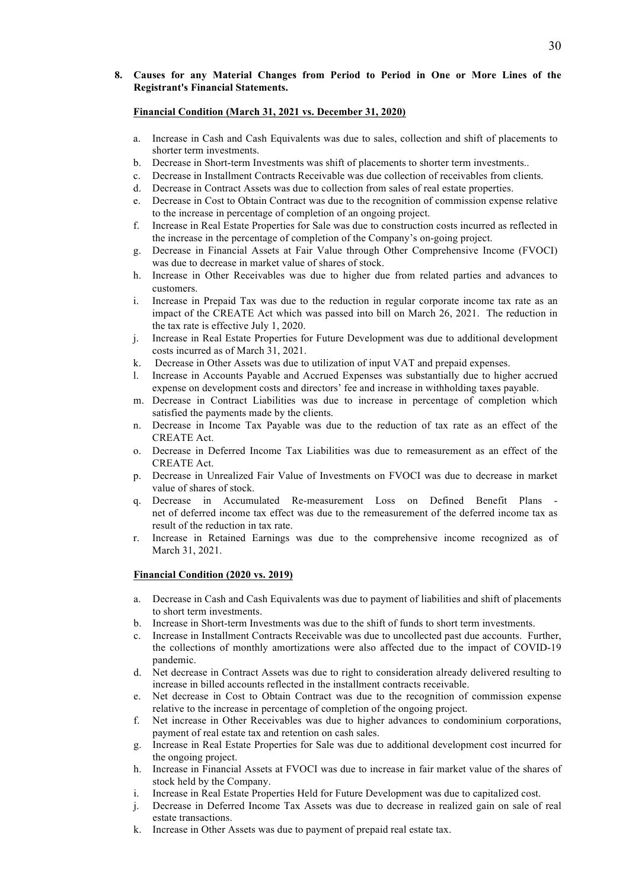**8. Causes for any Material Changes from Period to Period in One or More Lines of the Registrant's Financial Statements.**

**Financial Condition (March 31, 2021 vs. December 31, 2020)**

a. Increase in Cash and Cash Equivalents was due to sales, collection and shift of placements to shorter term investments.
b. Decrease in Short-term Investments was shift of placements to shorter term investments..
c. Decrease in Installment Contracts Receivable was due collection of receivables from clients.
d. Decrease in Contract Assets was due to collection from sales of real estate properties.
e. Decrease in Cost to Obtain Contract was due to the recognition of commission expense relative to the increase in percentage of completion of an ongoing project.
f. Increase in Real Estate Properties for Sale was due to construction costs incurred as reflected in the increase in the percentage of completion of the Company's on-going project.
g. Decrease in Financial Assets at Fair Value through Other Comprehensive Income (FVOCI) was due to decrease in market value of shares of stock.
h. Increase in Other Receivables was due to higher due from related parties and advances to customers.
i. Increase in Prepaid Tax was due to the reduction in regular corporate income tax rate as an impact of the CREATE Act which was passed into bill on March 26, 2021. The reduction in the tax rate is effective July 1, 2020.
j. Increase in Real Estate Properties for Future Development was due to additional development costs incurred as of March 31, 2021.
k. Decrease in Other Assets was due to utilization of input VAT and prepaid expenses.
l. Increase in Accounts Payable and Accrued Expenses was substantially due to higher accrued expense on development costs and directors' fee and increase in withholding taxes payable.
m. Decrease in Contract Liabilities was due to increase in percentage of completion which satisfied the payments made by the clients.
n. Decrease in Income Tax Payable was due to the reduction of tax rate as an effect of the CREATE Act.
o. Decrease in Deferred Income Tax Liabilities was due to remeasurement as an effect of the CREATE Act.
p. Decrease in Unrealized Fair Value of Investments on FVOCI was due to decrease in market value of shares of stock.
q. Decrease in Accumulated Re-measurement Loss on Defined Benefit Plans - net of deferred income tax effect was due to the remeasurement of the deferred income tax as result of the reduction in tax rate.
r. Increase in Retained Earnings was due to the comprehensive income recognized as of March 31, 2021.

**Financial Condition (2020 vs. 2019)**

a. Decrease in Cash and Cash Equivalents was due to payment of liabilities and shift of placements to short term investments.
b. Increase in Short-term Investments was due to the shift of funds to short term investments.
c. Increase in Installment Contracts Receivable was due to uncollected past due accounts. Further, the collections of monthly amortizations were also affected due to the impact of COVID-19 pandemic.
d. Net decrease in Contract Assets was due to right to consideration already delivered resulting to increase in billed accounts reflected in the installment contracts receivable.
e. Net decrease in Cost to Obtain Contract was due to the recognition of commission expense relative to the increase in percentage of completion of the ongoing project.
f. Net increase in Other Receivables was due to higher advances to condominium corporations, payment of real estate tax and retention on cash sales.
g. Increase in Real Estate Properties for Sale was due to additional development cost incurred for the ongoing project.
h. Increase in Financial Assets at FVOCI was due to increase in fair market value of the shares of stock held by the Company.
i. Increase in Real Estate Properties Held for Future Development was due to capitalized cost.
j. Decrease in Deferred Income Tax Assets was due to decrease in realized gain on sale of real estate transactions.
k. Increase in Other Assets was due to payment of prepaid real estate tax.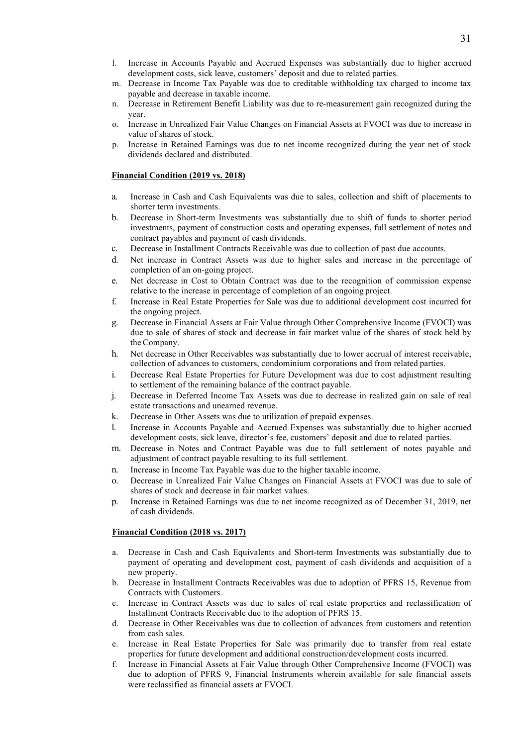l. Increase in Accounts Payable and Accrued Expenses was substantially due to higher accrued development costs, sick leave, customers' deposit and due to related parties.
m. Decrease in Income Tax Payable was due to creditable withholding tax charged to income tax payable and decrease in taxable income.
n. Decrease in Retirement Benefit Liability was due to re-measurement gain recognized during the year.
o. Increase in Unrealized Fair Value Changes on Financial Assets at FVOCI was due to increase in value of shares of stock.
p. Increase in Retained Earnings was due to net income recognized during the year net of stock dividends declared and distributed.

**Financial Condition (2019 vs. 2018)**

a. Increase in Cash and Cash Equivalents was due to sales, collection and shift of placements to shorter term investments.
b. Decrease in Short-term Investments was substantially due to shift of funds to shorter period investments, payment of construction costs and operating expenses, full settlement of notes and contract payables and payment of cash dividends.
c. Decrease in Installment Contracts Receivable was due to collection of past due accounts.
d. Net increase in Contract Assets was due to higher sales and increase in the percentage of completion of an on-going project.
e. Net decrease in Cost to Obtain Contract was due to the recognition of commission expense relative to the increase in percentage of completion of an ongoing project.
f. Increase in Real Estate Properties for Sale was due to additional development cost incurred for the ongoing project.
g. Decrease in Financial Assets at Fair Value through Other Comprehensive Income (FVOCI) was due to sale of shares of stock and decrease in fair market value of the shares of stock held by the Company.
h. Net decrease in Other Receivables was substantially due to lower accrual of interest receivable, collection of advances to customers, condominium corporations and from related parties.
i. Decrease Real Estate Properties for Future Development was due to cost adjustment resulting to settlement of the remaining balance of the contract payable.
j. Decrease in Deferred Income Tax Assets was due to decrease in realized gain on sale of real estate transactions and unearned revenue.
k. Decrease in Other Assets was due to utilization of prepaid expenses.
l. Increase in Accounts Payable and Accrued Expenses was substantially due to higher accrued development costs, sick leave, director's fee, customers' deposit and due to related parties.
m. Decrease in Notes and Contract Payable was due to full settlement of notes payable and adjustment of contract payable resulting to its full settlement.
n. Increase in Income Tax Payable was due to the higher taxable income.
o. Decrease in Unrealized Fair Value Changes on Financial Assets at FVOCI was due to sale of shares of stock and decrease in fair market values.
p. Increase in Retained Earnings was due to net income recognized as of December 31, 2019, net of cash dividends.

**Financial Condition (2018 vs. 2017)**

a. Decrease in Cash and Cash Equivalents and Short-term Investments was substantially due to payment of operating and development cost, payment of cash dividends and acquisition of a new property.
b. Decrease in Installment Contracts Receivables was due to adoption of PFRS 15, Revenue from Contracts with Customers.
c. Increase in Contract Assets was due to sales of real estate properties and reclassification of Installment Contracts Receivable due to the adoption of PFRS 15.
d. Decrease in Other Receivables was due to collection of advances from customers and retention from cash sales.
e. Increase in Real Estate Properties for Sale was primarily due to transfer from real estate properties for future development and additional construction/development costs incurred.
f. Increase in Financial Assets at Fair Value through Other Comprehensive Income (FVOCI) was due to adoption of PFRS 9, Financial Instruments wherein available for sale financial assets were reclassified as financial assets at FVOCI.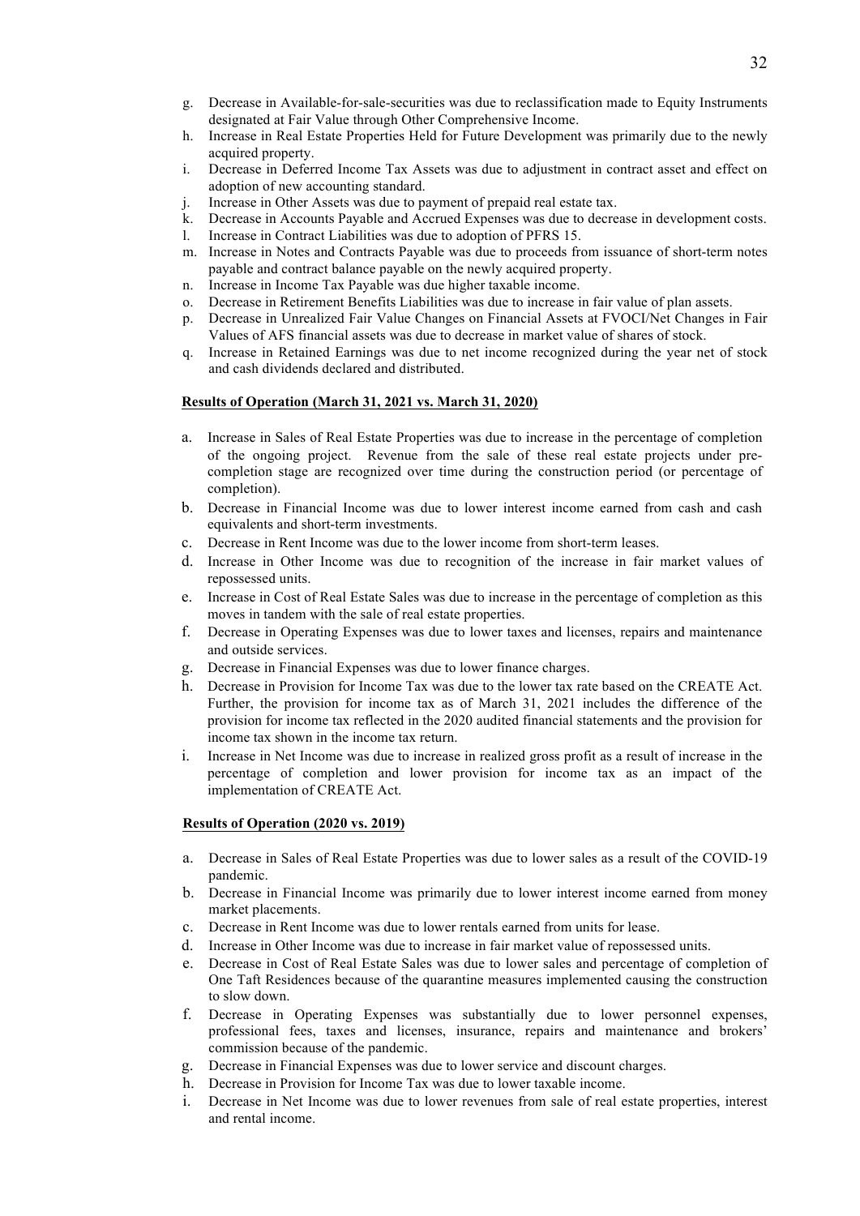g. Decrease in Available-for-sale-securities was due to reclassification made to Equity Instruments designated at Fair Value through Other Comprehensive Income.
h. Increase in Real Estate Properties Held for Future Development was primarily due to the newly acquired property.
i. Decrease in Deferred Income Tax Assets was due to adjustment in contract asset and effect on adoption of new accounting standard.
j. Increase in Other Assets was due to payment of prepaid real estate tax.
k. Decrease in Accounts Payable and Accrued Expenses was due to decrease in development costs.
l. Increase in Contract Liabilities was due to adoption of PFRS 15.
m. Increase in Notes and Contracts Payable was due to proceeds from issuance of short-term notes payable and contract balance payable on the newly acquired property.
n. Increase in Income Tax Payable was due higher taxable income.
o. Decrease in Retirement Benefits Liabilities was due to increase in fair value of plan assets.
p. Decrease in Unrealized Fair Value Changes on Financial Assets at FVOCI/Net Changes in Fair Values of AFS financial assets was due to decrease in market value of shares of stock.
q. Increase in Retained Earnings was due to net income recognized during the year net of stock and cash dividends declared and distributed.

**Results of Operation (March 31, 2021 vs. March 31, 2020)**

a. Increase in Sales of Real Estate Properties was due to increase in the percentage of completion of the ongoing project. Revenue from the sale of these real estate projects under pre-completion stage are recognized over time during the construction period (or percentage of completion).
b. Decrease in Financial Income was due to lower interest income earned from cash and cash equivalents and short-term investments.
c. Decrease in Rent Income was due to the lower income from short-term leases.
d. Increase in Other Income was due to recognition of the increase in fair market values of repossessed units.
e. Increase in Cost of Real Estate Sales was due to increase in the percentage of completion as this moves in tandem with the sale of real estate properties.
f. Decrease in Operating Expenses was due to lower taxes and licenses, repairs and maintenance and outside services.
g. Decrease in Financial Expenses was due to lower finance charges.
h. Decrease in Provision for Income Tax was due to the lower tax rate based on the CREATE Act. Further, the provision for income tax as of March 31, 2021 includes the difference of the provision for income tax reflected in the 2020 audited financial statements and the provision for income tax shown in the income tax return.
i. Increase in Net Income was due to increase in realized gross profit as a result of increase in the percentage of completion and lower provision for income tax as an impact of the implementation of CREATE Act.

**Results of Operation (2020 vs. 2019)**

a. Decrease in Sales of Real Estate Properties was due to lower sales as a result of the COVID-19 pandemic.
b. Decrease in Financial Income was primarily due to lower interest income earned from money market placements.
c. Decrease in Rent Income was due to lower rentals earned from units for lease.
d. Increase in Other Income was due to increase in fair market value of repossessed units.
e. Decrease in Cost of Real Estate Sales was due to lower sales and percentage of completion of One Taft Residences because of the quarantine measures implemented causing the construction to slow down.
f. Decrease in Operating Expenses was substantially due to lower personnel expenses, professional fees, taxes and licenses, insurance, repairs and maintenance and brokers' commission because of the pandemic.
g. Decrease in Financial Expenses was due to lower service and discount charges.
h. Decrease in Provision for Income Tax was due to lower taxable income.
i. Decrease in Net Income was due to lower revenues from sale of real estate properties, interest and rental income.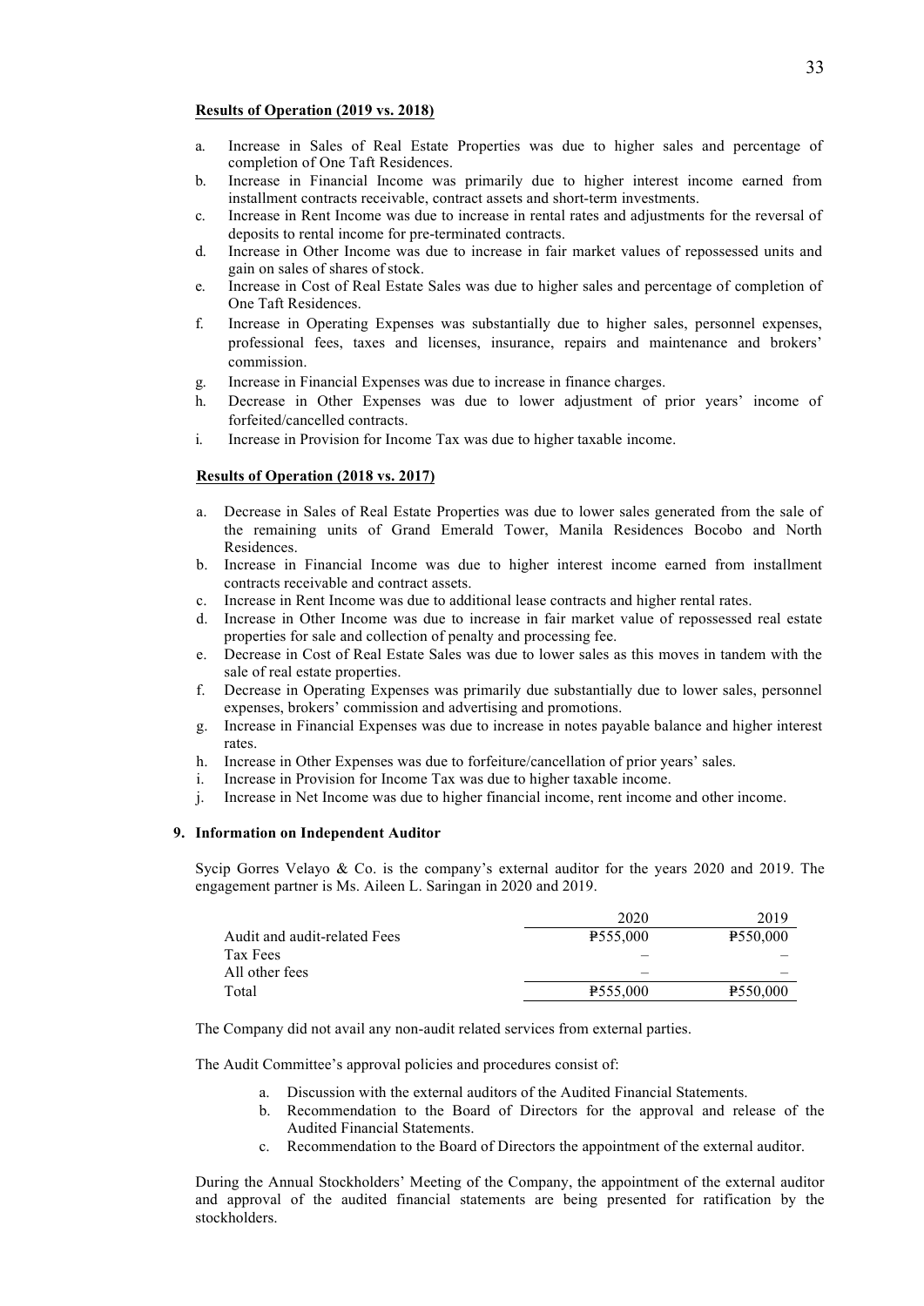**Results of Operation (2019 vs. 2018)**

a. Increase in Sales of Real Estate Properties was due to higher sales and percentage of completion of One Taft Residences.
b. Increase in Financial Income was primarily due to higher interest income earned from installment contracts receivable, contract assets and short-term investments.
c. Increase in Rent Income was due to increase in rental rates and adjustments for the reversal of deposits to rental income for pre-terminated contracts.
d. Increase in Other Income was due to increase in fair market values of repossessed units and gain on sales of shares of stock.
e. Increase in Cost of Real Estate Sales was due to higher sales and percentage of completion of One Taft Residences.
f. Increase in Operating Expenses was substantially due to higher sales, personnel expenses, professional fees, taxes and licenses, insurance, repairs and maintenance and brokers' commission.
g. Increase in Financial Expenses was due to increase in finance charges.
h. Decrease in Other Expenses was due to lower adjustment of prior years' income of forfeited/cancelled contracts.
i. Increase in Provision for Income Tax was due to higher taxable income.

**Results of Operation (2018 vs. 2017)**

a. Decrease in Sales of Real Estate Properties was due to lower sales generated from the sale of the remaining units of Grand Emerald Tower, Manila Residences Bocobo and North Residences.
b. Increase in Financial Income was due to higher interest income earned from installment contracts receivable and contract assets.
c. Increase in Rent Income was due to additional lease contracts and higher rental rates.
d. Increase in Other Income was due to increase in fair market value of repossessed real estate properties for sale and collection of penalty and processing fee.
e. Decrease in Cost of Real Estate Sales was due to lower sales as this moves in tandem with the sale of real estate properties.
f. Decrease in Operating Expenses was primarily due substantially due to lower sales, personnel expenses, brokers' commission and advertising and promotions.
g. Increase in Financial Expenses was due to increase in notes payable balance and higher interest rates.
h. Increase in Other Expenses was due to forfeiture/cancellation of prior years' sales.
i. Increase in Provision for Income Tax was due to higher taxable income.
j. Increase in Net Income was due to higher financial income, rent income and other income.

**9. Information on Independent Auditor**

Sycip Gorres Velayo & Co. is the company's external auditor for the years 2020 and 2019. The engagement partner is Ms. Aileen L. Saringan in 2020 and 2019.

| | 2020 | 2019 |
|---|---|---|
| Audit and audit-related Fees | ₱555,000 | ₱550,000 |
| Tax Fees | – | – |
| All other fees | – | – |
| Total | ₱555,000 | ₱550,000 |

The Company did not avail any non-audit related services from external parties.

The Audit Committee's approval policies and procedures consist of:

a. Discussion with the external auditors of the Audited Financial Statements.
b. Recommendation to the Board of Directors for the approval and release of the Audited Financial Statements.
c. Recommendation to the Board of Directors the appointment of the external auditor.

During the Annual Stockholders' Meeting of the Company, the appointment of the external auditor and approval of the audited financial statements are being presented for ratification by the stockholders.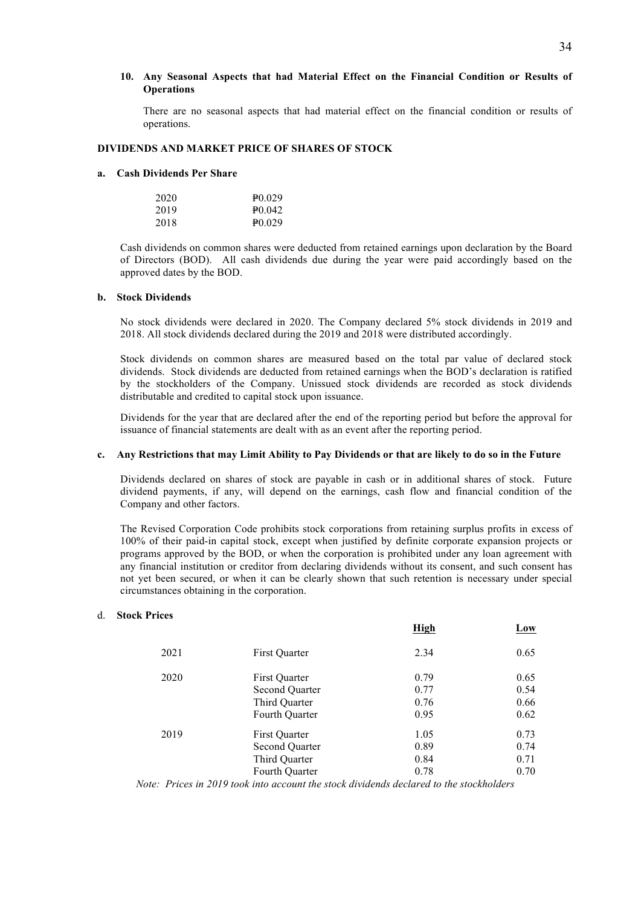**10. Any Seasonal Aspects that had Material Effect on the Financial Condition or Results of Operations**

There are no seasonal aspects that had material effect on the financial condition or results of operations.

**DIVIDENDS AND MARKET PRICE OF SHARES OF STOCK**

**a. Cash Dividends Per Share**

| | |
|---|---|
| 2020 | ₱0.029 |
| 2019 | ₱0.042 |
| 2018 | ₱0.029 |

Cash dividends on common shares were deducted from retained earnings upon declaration by the Board of Directors (BOD). All cash dividends due during the year were paid accordingly based on the approved dates by the BOD.

**b. Stock Dividends**

No stock dividends were declared in 2020. The Company declared 5% stock dividends in 2019 and 2018. All stock dividends declared during the 2019 and 2018 were distributed accordingly.

Stock dividends on common shares are measured based on the total par value of declared stock dividends. Stock dividends are deducted from retained earnings when the BOD's declaration is ratified by the stockholders of the Company. Unissued stock dividends are recorded as stock dividends distributable and credited to capital stock upon issuance.

Dividends for the year that are declared after the end of the reporting period but before the approval for issuance of financial statements are dealt with as an event after the reporting period.

**c. Any Restrictions that may Limit Ability to Pay Dividends or that are likely to do so in the Future**

Dividends declared on shares of stock are payable in cash or in additional shares of stock. Future dividend payments, if any, will depend on the earnings, cash flow and financial condition of the Company and other factors.

The Revised Corporation Code prohibits stock corporations from retaining surplus profits in excess of 100% of their paid-in capital stock, except when justified by definite corporate expansion projects or programs approved by the BOD, or when the corporation is prohibited under any loan agreement with any financial institution or creditor from declaring dividends without its consent, and such consent has not yet been secured, or when it can be clearly shown that such retention is necessary under special circumstances obtaining in the corporation.

d. **Stock Prices**

| | | **High** | **Low** |
|---|---|---|---|
| 2021 | First Quarter | 2.34 | 0.65 |
| 2020 | First Quarter | 0.79 | 0.65 |
| | Second Quarter | 0.77 | 0.54 |
| | Third Quarter | 0.76 | 0.66 |
| | Fourth Quarter | 0.95 | 0.62 |
| 2019 | First Quarter | 1.05 | 0.73 |
| | Second Quarter | 0.89 | 0.74 |
| | Third Quarter | 0.84 | 0.71 |
| | Fourth Quarter | 0.78 | 0.70 |

*Note: Prices in 2019 took into account the stock dividends declared to the stockholders*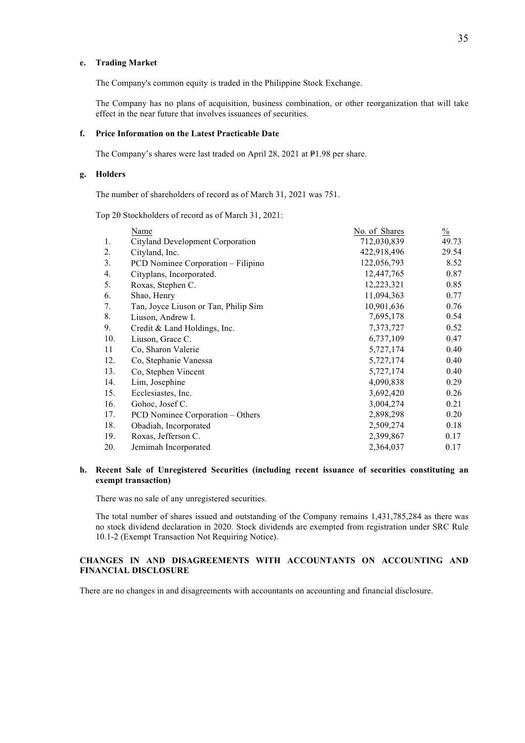**e. Trading Market**

The Company's common equity is traded in the Philippine Stock Exchange.

The Company has no plans of acquisition, business combination, or other reorganization that will take effect in the near future that involves issuances of securities.

**f. Price Information on the Latest Practicable Date**

The Company’s shares were last traded on April 28, 2021 at ₱1.98 per share.

**g. Holders**

The number of shareholders of record as of March 31, 2021 was 751.

Top 20 Stockholders of record as of March 31, 2021:

| | Name | No. of Shares | % |
|---|---|---|---|
| 1. | Cityland Development Corporation | 712,030,839 | 49.73 |
| 2. | Cityland, Inc. | 422,918,496 | 29.54 |
| 3. | PCD Nominee Corporation – Filipino | 122,056,793 | 8.52 |
| 4. | Cityplans, Incorporated. | 12,447,765 | 0.87 |
| 5. | Roxas, Stephen C. | 12,223,321 | 0.85 |
| 6. | Shao, Henry | 11,094,363 | 0.77 |
| 7. | Tan, Joyce Liuson or Tan, Philip Sim | 10,901,636 | 0.76 |
| 8. | Liuson, Andrew I. | 7,695,178 | 0.54 |
| 9. | Credit & Land Holdings, Inc. | 7,373,727 | 0.52 |
| 10. | Liuson, Grace C. | 6,737,109 | 0.47 |
| 11 | Co, Sharon Valerie | 5,727,174 | 0.40 |
| 12. | Co, Stephanie Vanessa | 5,727,174 | 0.40 |
| 13. | Co, Stephen Vincent | 5,727,174 | 0.40 |
| 14. | Lim, Josephine | 4,090,838 | 0.29 |
| 15. | Ecclesiastes, Inc. | 3,692,420 | 0.26 |
| 16. | Gohoc, Josef C. | 3,004,274 | 0.21 |
| 17. | PCD Nominee Corporation – Others | 2,898,298 | 0.20 |
| 18. | Obadiah, Incorporated | 2,509,274 | 0.18 |
| 19. | Roxas, Jefferson C. | 2,399,867 | 0.17 |
| 20. | Jemimah Incorporated | 2,364,037 | 0.17 |

**h. Recent Sale of Unregistered Securities (including recent issuance of securities constituting an exempt transaction)**

There was no sale of any unregistered securities.

The total number of shares issued and outstanding of the Company remains 1,431,785,284 as there was no stock dividend declaration in 2020. Stock dividends are exempted from registration under SRC Rule 10.1-2 (Exempt Transaction Not Requiring Notice).

**CHANGES IN AND DISAGREEMENTS WITH ACCOUNTANTS ON ACCOUNTING AND FINANCIAL DISCLOSURE**

There are no changes in and disagreements with accountants on accounting and financial disclosure.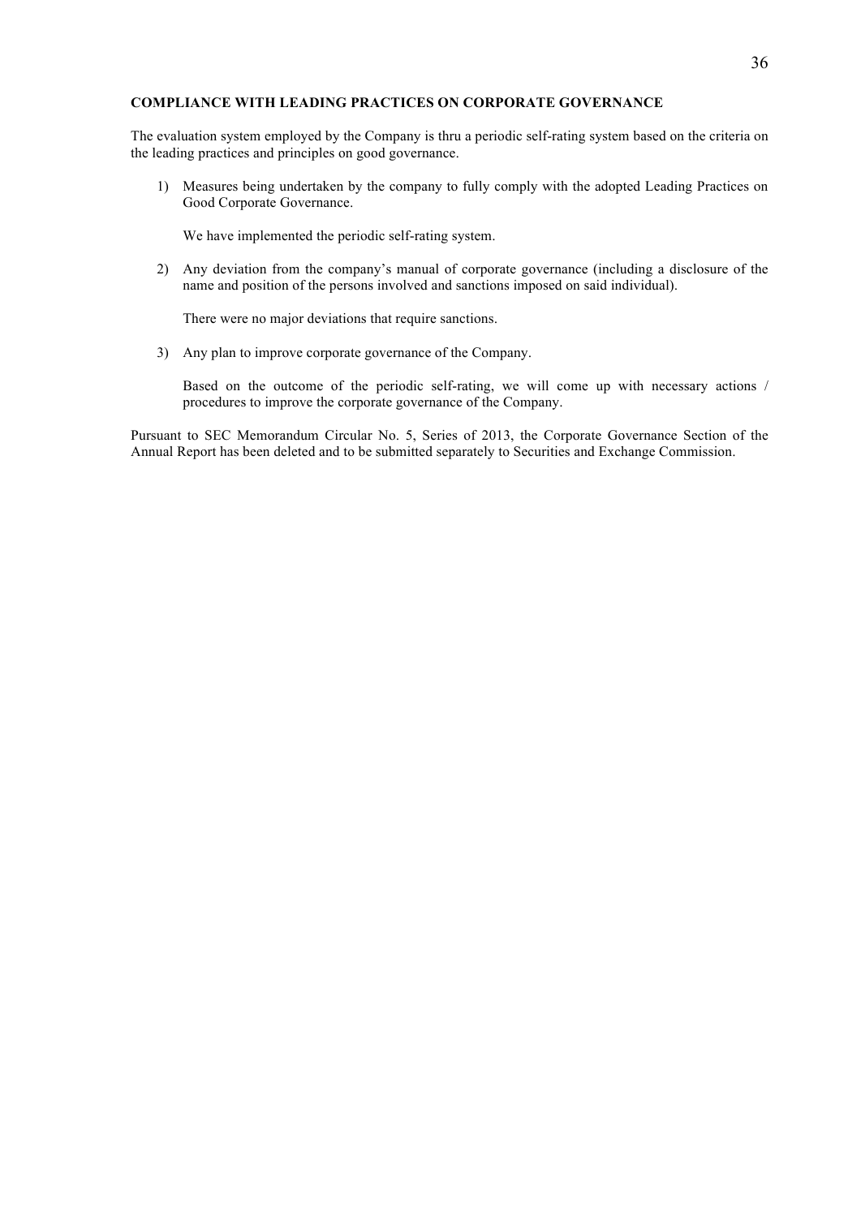**COMPLIANCE WITH LEADING PRACTICES ON CORPORATE GOVERNANCE**

The evaluation system employed by the Company is thru a periodic self-rating system based on the criteria on the leading practices and principles on good governance.

1) Measures being undertaken by the company to fully comply with the adopted Leading Practices on Good Corporate Governance.

   We have implemented the periodic self-rating system.

2) Any deviation from the company's manual of corporate governance (including a disclosure of the name and position of the persons involved and sanctions imposed on said individual).

   There were no major deviations that require sanctions.

3) Any plan to improve corporate governance of the Company.

   Based on the outcome of the periodic self-rating, we will come up with necessary actions / procedures to improve the corporate governance of the Company.

Pursuant to SEC Memorandum Circular No. 5, Series of 2013, the Corporate Governance Section of the Annual Report has been deleted and to be submitted separately to Securities and Exchange Commission.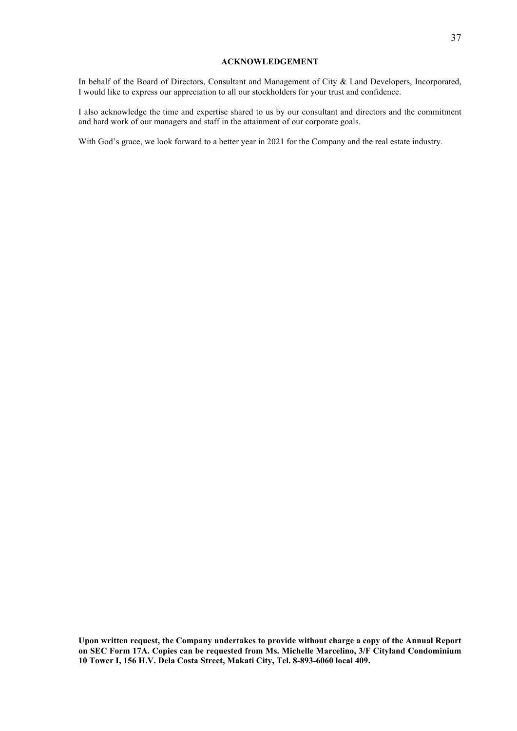## ACKNOWLEDGEMENT

In behalf of the Board of Directors, Consultant and Management of City & Land Developers, Incorporated, I would like to express our appreciation to all our stockholders for your trust and confidence.

I also acknowledge the time and expertise shared to us by our consultant and directors and the commitment and hard work of our managers and staff in the attainment of our corporate goals.

With God's grace, we look forward to a better year in 2021 for the Company and the real estate industry.

**Upon written request, the Company undertakes to provide without charge a copy of the Annual Report on SEC Form 17A. Copies can be requested from Ms. Michelle Marcelino, 3/F Cityland Condominium 10 Tower I, 156 H.V. Dela Costa Street, Makati City, Tel. 8-893-6060 local 409.**